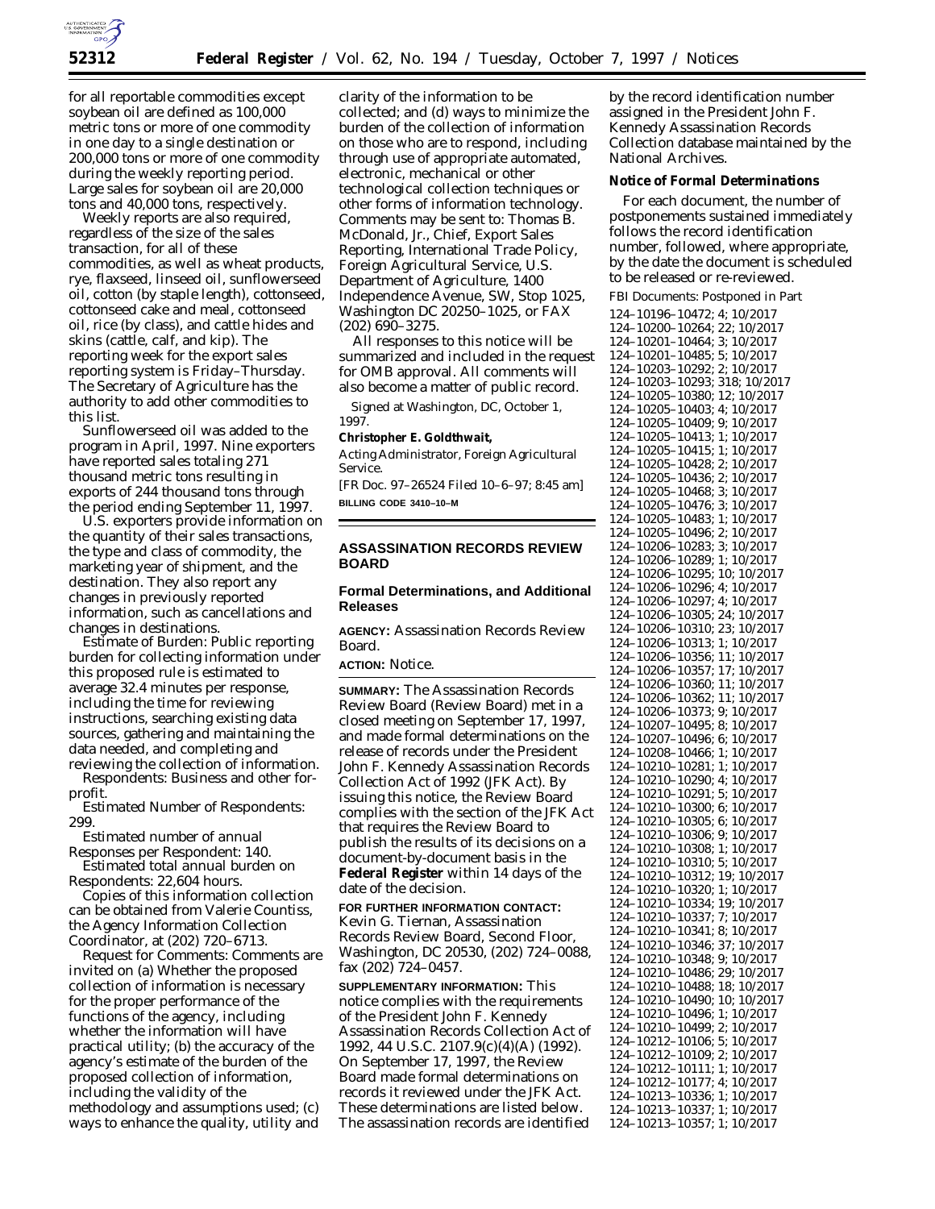for all reportable commodities except soybean oil are defined as 100,000 metric tons or more of one commodity in one day to a single destination or 200,000 tons or more of one commodity during the weekly reporting period. Large sales for soybean oil are 20,000 tons and 40,000 tons, respectively.

Weekly reports are also required, regardless of the size of the sales transaction, for all of these commodities, as well as wheat products, rye, flaxseed, linseed oil, sunflowerseed oil, cotton (by staple length), cottonseed, cottonseed cake and meal, cottonseed oil, rice (by class), and cattle hides and skins (cattle, calf, and kip). The reporting week for the export sales reporting system is Friday–Thursday. The Secretary of Agriculture has the authority to add other commodities to this list.

Sunflowerseed oil was added to the program in April, 1997. Nine exporters have reported sales totaling 271 thousand metric tons resulting in exports of 244 thousand tons through the period ending September 11, 1997.

U.S. exporters provide information on the quantity of their sales transactions, the type and class of commodity, the marketing year of shipment, and the destination. They also report any changes in previously reported information, such as cancellations and changes in destinations.

Estimate of Burden: Public reporting burden for collecting information under this proposed rule is estimated to average 32.4 minutes per response, including the time for reviewing instructions, searching existing data sources, gathering and maintaining the data needed, and completing and reviewing the collection of information.

Respondents: Business and other for-profit.

Estimated Number of Respondents: 299.

Estimated number of annual Responses per Respondent: 140.

Estimated total annual burden on Respondents: 22,604 hours.

Copies of this information collection can be obtained from Valerie Countiss, the Agency Information Collection Coordinator, at (202) 720–6713.

Request for Comments: Comments are invited on (a) Whether the proposed collection of information is necessary for the proper performance of the functions of the agency, including whether the information will have practical utility; (b) the accuracy of the agency's estimate of the burden of the proposed collection of information, including the validity of the methodology and assumptions used; (c) ways to enhance the quality, utility and clarity of the information to be collected; and (d) ways to minimize the burden of the collection of information on those who are to respond, including through use of appropriate automated, electronic, mechanical or other technological collection techniques or other forms of information technology. Comments may be sent to: Thomas B. McDonald, Jr., Chief, Export Sales Reporting, International Trade Policy, Foreign Agricultural Service, U.S. Department of Agriculture, 1400 Independence Avenue, SW, Stop 1025, Washington DC 20250–1025, or FAX (202) 690–3275.

All responses to this notice will be summarized and included in the request for OMB approval. All comments will also become a matter of public record.

Signed at Washington, DC, October 1, 1997.

**Christopher E. Goldthwait,**

*Acting Administrator, Foreign Agricultural Service.*

[FR Doc. 97–26524 Filed 10–6–97; 8:45 am]

**BILLING CODE 3410–10–M**

---

## ASSASSINATION RECORDS REVIEW BOARD

### Formal Determinations, and Additional Releases

**AGENCY:** Assassination Records Review Board.

**ACTION:** Notice.

**SUMMARY:** The Assassination Records Review Board (Review Board) met in a closed meeting on September 17, 1997, and made formal determinations on the release of records under the President John F. Kennedy Assassination Records Collection Act of 1992 (JFK Act). By issuing this notice, the Review Board complies with the section of the JFK Act that requires the Review Board to publish the results of its decisions on a document-by-document basis in the **Federal Register** within 14 days of the date of the decision.

**FOR FURTHER INFORMATION CONTACT:** Kevin G. Tiernan, Assassination Records Review Board, Second Floor, Washington, DC 20530, (202) 724–0088, fax (202) 724–0457.

**SUPPLEMENTARY INFORMATION:** This notice complies with the requirements of the President John F. Kennedy Assassination Records Collection Act of 1992, 44 U.S.C. 2107.9(c)(4)(A) (1992). On September 17, 1997, the Review Board made formal determinations on records it reviewed under the JFK Act. These determinations are listed below. The assassination records are identified by the record identification number assigned in the President John F. Kennedy Assassination Records Collection database maintained by the National Archives.

**Notice of Formal Determinations**

For each document, the number of postponements sustained immediately follows the record identification number, followed, where appropriate, by the date the document is scheduled to be released or re-reviewed.

FBI Documents: Postponed in Part

124–10196–10472; 4; 10/2017
124–10200–10264; 22; 10/2017
124–10201–10464; 3; 10/2017
124–10201–10485; 5; 10/2017
124–10203–10292; 2; 10/2017
124–10203–10293; 318; 10/2017
124–10205–10380; 12; 10/2017
124–10205–10403; 4; 10/2017
124–10205–10409; 9; 10/2017
124–10205–10413; 1; 10/2017
124–10205–10415; 1; 10/2017
124–10205–10428; 2; 10/2017
124–10205–10436; 2; 10/2017
124–10205–10468; 3; 10/2017
124–10205–10476; 3; 10/2017
124–10205–10483; 1; 10/2017
124–10205–10496; 2; 10/2017
124–10206–10283; 3; 10/2017
124–10206–10289; 1; 10/2017
124–10206–10295; 10; 10/2017
124–10206–10296; 4; 10/2017
124–10206–10297; 4; 10/2017
124–10206–10305; 24; 10/2017
124–10206–10310; 23; 10/2017
124–10206–10313; 1; 10/2017
124–10206–10356; 11; 10/2017
124–10206–10357; 17; 10/2017
124–10206–10360; 11; 10/2017
124–10206–10362; 11; 10/2017
124–10206–10373; 9; 10/2017
124–10207–10495; 8; 10/2017
124–10207–10496; 6; 10/2017
124–10208–10466; 1; 10/2017
124–10210–10281; 1; 10/2017
124–10210–10290; 4; 10/2017
124–10210–10291; 5; 10/2017
124–10210–10300; 6; 10/2017
124–10210–10305; 6; 10/2017
124–10210–10306; 9; 10/2017
124–10210–10308; 1; 10/2017
124–10210–10310; 5; 10/2017
124–10210–10312; 19; 10/2017
124–10210–10320; 1; 10/2017
124–10210–10334; 19; 10/2017
124–10210–10337; 7; 10/2017
124–10210–10341; 8; 10/2017
124–10210–10346; 37; 10/2017
124–10210–10348; 9; 10/2017
124–10210–10486; 29; 10/2017
124–10210–10488; 18; 10/2017
124–10210–10490; 10; 10/2017
124–10210–10496; 1; 10/2017
124–10210–10499; 2; 10/2017
124–10212–10106; 5; 10/2017
124–10212–10109; 2; 10/2017
124–10212–10111; 1; 10/2017
124–10212–10177; 4; 10/2017
124–10213–10336; 1; 10/2017
124–10213–10337; 1; 10/2017
124–10213–10357; 1; 10/2017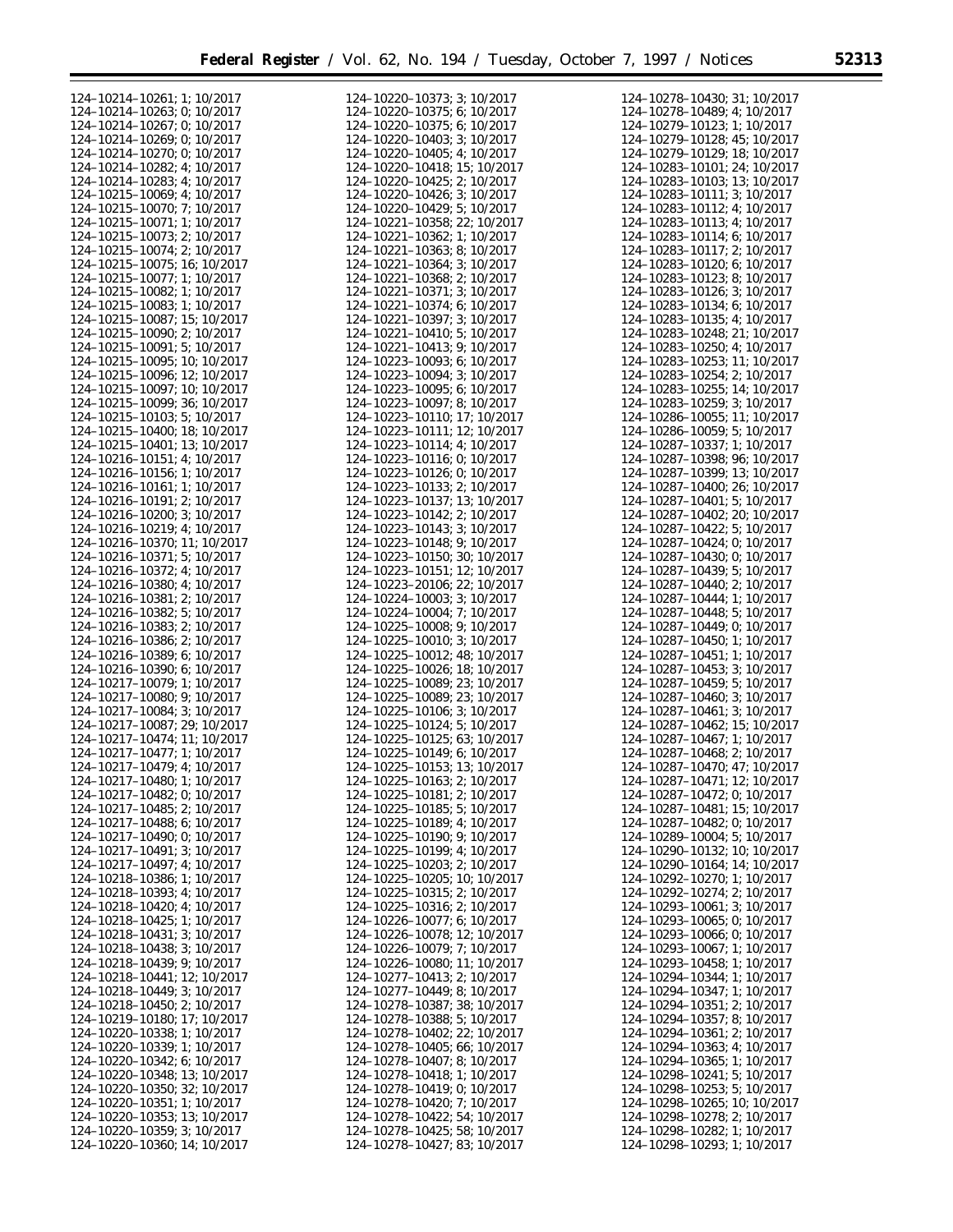124–10214–10261; 1; 10/2017
124–10214–10263; 0; 10/2017
124–10214–10267; 0; 10/2017
124–10214–10269; 0; 10/2017
124–10214–10270; 0; 10/2017
124–10214–10282; 4; 10/2017
124–10214–10283; 4; 10/2017
124–10215–10069; 4; 10/2017
124–10215–10070; 7; 10/2017
124–10215–10071; 1; 10/2017
124–10215–10073; 2; 10/2017
124–10215–10074; 2; 10/2017
124–10215–10075; 16; 10/2017
124–10215–10077; 1; 10/2017
124–10215–10082; 1; 10/2017
124–10215–10083; 1; 10/2017
124–10215–10087; 15; 10/2017
124–10215–10090; 2; 10/2017
124–10215–10091; 5; 10/2017
124–10215–10095; 10; 10/2017
124–10215–10096; 12; 10/2017
124–10215–10097; 10; 10/2017
124–10215–10099; 36; 10/2017
124–10215–10103; 5; 10/2017
124–10215–10400; 18; 10/2017
124–10215–10401; 13; 10/2017
124–10216–10151; 4; 10/2017
124–10216–10156; 1; 10/2017
124–10216–10161; 1; 10/2017
124–10216–10191; 2; 10/2017
124–10216–10200; 3; 10/2017
124–10216–10219; 4; 10/2017
124–10216–10370; 11; 10/2017
124–10216–10371; 5; 10/2017
124–10216–10372; 4; 10/2017
124–10216–10380; 4; 10/2017
124–10216–10381; 2; 10/2017
124–10216–10382; 5; 10/2017
124–10216–10383; 2; 10/2017
124–10216–10386; 2; 10/2017
124–10216–10389; 6; 10/2017
124–10216–10390; 6; 10/2017
124–10217–10079; 1; 10/2017
124–10217–10080; 9; 10/2017
124–10217–10084; 3; 10/2017
124–10217–10087; 29; 10/2017
124–10217–10474; 11; 10/2017
124–10217–10477; 1; 10/2017
124–10217–10479; 4; 10/2017
124–10217–10480; 1; 10/2017
124–10217–10482; 0; 10/2017
124–10217–10485; 2; 10/2017
124–10217–10488; 6; 10/2017
124–10217–10490; 0; 10/2017
124–10217–10491; 3; 10/2017
124–10217–10497; 4; 10/2017
124–10218–10386; 1; 10/2017
124–10218–10393; 4; 10/2017
124–10218–10420; 4; 10/2017
124–10218–10425; 1; 10/2017
124–10218–10431; 3; 10/2017
124–10218–10438; 3; 10/2017
124–10218–10439; 9; 10/2017
124–10218–10441; 12; 10/2017
124–10218–10449; 3; 10/2017
124–10218–10450; 2; 10/2017
124–10219–10180; 17; 10/2017
124–10220–10338; 1; 10/2017
124–10220–10339; 1; 10/2017
124–10220–10342; 6; 10/2017
124–10220–10348; 13; 10/2017
124–10220–10350; 32; 10/2017
124–10220–10351; 1; 10/2017
124–10220–10353; 13; 10/2017
124–10220–10359; 3; 10/2017
124–10220–10360; 14; 10/2017
124–10220–10373; 3; 10/2017
124–10220–10375; 6; 10/2017
124–10220–10375; 6; 10/2017
124–10220–10403; 3; 10/2017
124–10220–10405; 4; 10/2017
124–10220–10418; 15; 10/2017
124–10220–10425; 2; 10/2017
124–10220–10426; 3; 10/2017
124–10220–10429; 5; 10/2017
124–10221–10358; 22; 10/2017
124–10221–10362; 1; 10/2017
124–10221–10363; 8; 10/2017
124–10221–10364; 3; 10/2017
124–10221–10368; 2; 10/2017
124–10221–10371; 3; 10/2017
124–10221–10374; 6; 10/2017
124–10221–10397; 3; 10/2017
124–10221–10410; 5; 10/2017
124–10221–10413; 9; 10/2017
124–10223–10093; 6; 10/2017
124–10223–10094; 3; 10/2017
124–10223–10095; 6; 10/2017
124–10223–10097; 8; 10/2017
124–10223–10110; 17; 10/2017
124–10223–10111; 12; 10/2017
124–10223–10114; 4; 10/2017
124–10223–10116; 0; 10/2017
124–10223–10126; 0; 10/2017
124–10223–10133; 2; 10/2017
124–10223–10137; 13; 10/2017
124–10223–10142; 2; 10/2017
124–10223–10143; 3; 10/2017
124–10223–10148; 9; 10/2017
124–10223–10150; 30; 10/2017
124–10223–10151; 12; 10/2017
124–10223–20106; 22; 10/2017
124–10224–10003; 3; 10/2017
124–10224–10004; 7; 10/2017
124–10225–10008; 9; 10/2017
124–10225–10010; 3; 10/2017
124–10225–10012; 48; 10/2017
124–10225–10026; 18; 10/2017
124–10225–10089; 23; 10/2017
124–10225–10089; 23; 10/2017
124–10225–10106; 3; 10/2017
124–10225–10124; 5; 10/2017
124–10225–10125; 63; 10/2017
124–10225–10149; 6; 10/2017
124–10225–10153; 13; 10/2017
124–10225–10163; 2; 10/2017
124–10225–10181; 2; 10/2017
124–10225–10185; 5; 10/2017
124–10225–10189; 4; 10/2017
124–10225–10190; 9; 10/2017
124–10225–10199; 4; 10/2017
124–10225–10203; 2; 10/2017
124–10225–10205; 10; 10/2017
124–10225–10315; 2; 10/2017
124–10225–10316; 2; 10/2017
124–10226–10077; 6; 10/2017
124–10226–10078; 12; 10/2017
124–10226–10079; 7; 10/2017
124–10226–10080; 11; 10/2017
124–10277–10413; 2; 10/2017
124–10277–10449; 8; 10/2017
124–10278–10387; 38; 10/2017
124–10278–10388; 5; 10/2017
124–10278–10402; 22; 10/2017
124–10278–10405; 66; 10/2017
124–10278–10407; 8; 10/2017
124–10278–10418; 1; 10/2017
124–10278–10419; 0; 10/2017
124–10278–10420; 7; 10/2017
124–10278–10422; 54; 10/2017
124–10278–10425; 58; 10/2017
124–10278–10427; 83; 10/2017
124–10278–10430; 31; 10/2017
124–10278–10489; 4; 10/2017
124–10279–10123; 1; 10/2017
124–10279–10128; 45; 10/2017
124–10279–10129; 18; 10/2017
124–10283–10101; 24; 10/2017
124–10283–10103; 13; 10/2017
124–10283–10111; 3; 10/2017
124–10283–10112; 4; 10/2017
124–10283–10113; 4; 10/2017
124–10283–10114; 6; 10/2017
124–10283–10117; 2; 10/2017
124–10283–10120; 6; 10/2017
124–10283–10123; 8; 10/2017
124–10283–10126; 3; 10/2017
124–10283–10134; 6; 10/2017
124–10283–10135; 4; 10/2017
124–10283–10248; 21; 10/2017
124–10283–10250; 4; 10/2017
124–10283–10253; 11; 10/2017
124–10283–10254; 2; 10/2017
124–10283–10255; 14; 10/2017
124–10283–10259; 3; 10/2017
124–10286–10055; 11; 10/2017
124–10286–10059; 5; 10/2017
124–10287–10337; 1; 10/2017
124–10287–10398; 96; 10/2017
124–10287–10399; 13; 10/2017
124–10287–10400; 26; 10/2017
124–10287–10401; 5; 10/2017
124–10287–10402; 20; 10/2017
124–10287–10422; 5; 10/2017
124–10287–10424; 0; 10/2017
124–10287–10430; 0; 10/2017
124–10287–10439; 5; 10/2017
124–10287–10440; 2; 10/2017
124–10287–10444; 1; 10/2017
124–10287–10448; 5; 10/2017
124–10287–10449; 0; 10/2017
124–10287–10450; 1; 10/2017
124–10287–10451; 1; 10/2017
124–10287–10453; 3; 10/2017
124–10287–10459; 5; 10/2017
124–10287–10460; 3; 10/2017
124–10287–10461; 3; 10/2017
124–10287–10462; 15; 10/2017
124–10287–10467; 1; 10/2017
124–10287–10468; 2; 10/2017
124–10287–10470; 47; 10/2017
124–10287–10471; 12; 10/2017
124–10287–10472; 0; 10/2017
124–10287–10481; 15; 10/2017
124–10287–10482; 0; 10/2017
124–10289–10004; 5; 10/2017
124–10290–10132; 10; 10/2017
124–10290–10164; 14; 10/2017
124–10292–10270; 1; 10/2017
124–10292–10274; 2; 10/2017
124–10293–10061; 3; 10/2017
124–10293–10065; 0; 10/2017
124–10293–10066; 0; 10/2017
124–10293–10067; 1; 10/2017
124–10293–10458; 1; 10/2017
124–10294–10344; 1; 10/2017
124–10294–10347; 1; 10/2017
124–10294–10351; 2; 10/2017
124–10294–10357; 8; 10/2017
124–10294–10361; 2; 10/2017
124–10294–10363; 4; 10/2017
124–10294–10365; 1; 10/2017
124–10298–10241; 5; 10/2017
124–10298–10253; 5; 10/2017
124–10298–10265; 10; 10/2017
124–10298–10278; 2; 10/2017
124–10298–10282; 1; 10/2017
124–10298–10293; 1; 10/2017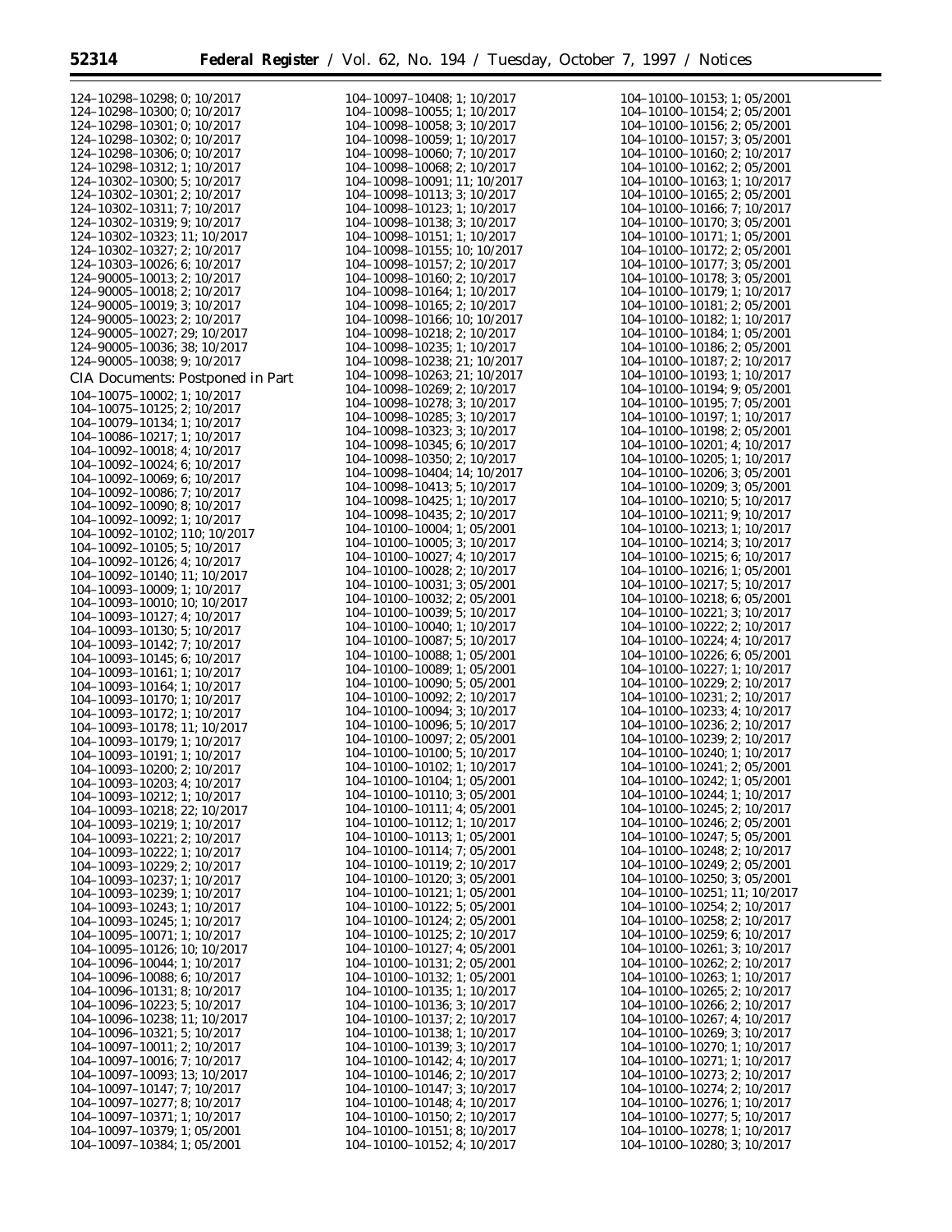124–10298–10298; 0; 10/2017
124–10298–10300; 0; 10/2017
124–10298–10301; 0; 10/2017
124–10298–10302; 0; 10/2017
124–10298–10306; 0; 10/2017
124–10298–10312; 1; 10/2017
124–10302–10300; 5; 10/2017
124–10302–10301; 2; 10/2017
124–10302–10311; 7; 10/2017
124–10302–10319; 9; 10/2017
124–10302–10323; 11; 10/2017
124–10302–10327; 2; 10/2017
124–10303–10026; 6; 10/2017
124–90005–10013; 2; 10/2017
124–90005–10018; 2; 10/2017
124–90005–10019; 3; 10/2017
124–90005–10023; 2; 10/2017
124–90005–10027; 29; 10/2017
124–90005–10036; 38; 10/2017
124–90005–10038; 9; 10/2017

## CIA Documents: Postponed in Part

104–10075–10002; 1; 10/2017
104–10075–10125; 2; 10/2017
104–10079–10134; 1; 10/2017
104–10086–10217; 1; 10/2017
104–10092–10018; 4; 10/2017
104–10092–10024; 6; 10/2017
104–10092–10069; 6; 10/2017
104–10092–10086; 7; 10/2017
104–10092–10090; 8; 10/2017
104–10092–10092; 1; 10/2017
104–10092–10102; 110; 10/2017
104–10092–10105; 5; 10/2017
104–10092–10126; 4; 10/2017
104–10092–10140; 11; 10/2017
104–10093–10009; 1; 10/2017
104–10093–10010; 10; 10/2017
104–10093–10127; 4; 10/2017
104–10093–10130; 5; 10/2017
104–10093–10142; 7; 10/2017
104–10093–10145; 6; 10/2017
104–10093–10161; 1; 10/2017
104–10093–10164; 1; 10/2017
104–10093–10170; 1; 10/2017
104–10093–10172; 1; 10/2017
104–10093–10178; 11; 10/2017
104–10093–10179; 1; 10/2017
104–10093–10191; 1; 10/2017
104–10093–10200; 2; 10/2017
104–10093–10203; 4; 10/2017
104–10093–10212; 1; 10/2017
104–10093–10218; 22; 10/2017
104–10093–10219; 1; 10/2017
104–10093–10221; 2; 10/2017
104–10093–10222; 1; 10/2017
104–10093–10229; 2; 10/2017
104–10093–10237; 1; 10/2017
104–10093–10239; 1; 10/2017
104–10093–10243; 1; 10/2017
104–10093–10245; 1; 10/2017
104–10095–10071; 1; 10/2017
104–10095–10126; 10; 10/2017
104–10096–10044; 1; 10/2017
104–10096–10088; 6; 10/2017
104–10096–10131; 8; 10/2017
104–10096–10223; 5; 10/2017
104–10096–10238; 11; 10/2017
104–10096–10321; 5; 10/2017
104–10097–10011; 2; 10/2017
104–10097–10016; 7; 10/2017
104–10097–10093; 13; 10/2017
104–10097–10147; 7; 10/2017
104–10097–10277; 8; 10/2017
104–10097–10371; 1; 10/2017
104–10097–10379; 1; 05/2001
104–10097–10384; 1; 05/2001
104–10097–10408; 1; 10/2017
104–10098–10055; 1; 10/2017
104–10098–10058; 3; 10/2017
104–10098–10059; 1; 10/2017
104–10098–10060; 7; 10/2017
104–10098–10068; 2; 10/2017
104–10098–10091; 11; 10/2017
104–10098–10113; 3; 10/2017
104–10098–10123; 1; 10/2017
104–10098–10138; 3; 10/2017
104–10098–10151; 1; 10/2017
104–10098–10155; 10; 10/2017
104–10098–10157; 2; 10/2017
104–10098–10160; 2; 10/2017
104–10098–10164; 1; 10/2017
104–10098–10165; 2; 10/2017
104–10098–10166; 10; 10/2017
104–10098–10218; 2; 10/2017
104–10098–10235; 1; 10/2017
104–10098–10238; 21; 10/2017
104–10098–10263; 21; 10/2017
104–10098–10269; 2; 10/2017
104–10098–10278; 3; 10/2017
104–10098–10285; 3; 10/2017
104–10098–10323; 3; 10/2017
104–10098–10345; 6; 10/2017
104–10098–10350; 2; 10/2017
104–10098–10404; 14; 10/2017
104–10098–10413; 5; 10/2017
104–10098–10425; 1; 10/2017
104–10098–10435; 2; 10/2017
104–10100–10004; 1; 05/2001
104–10100–10005; 3; 10/2017
104–10100–10027; 4; 10/2017
104–10100–10028; 2; 10/2017
104–10100–10031; 3; 05/2001
104–10100–10032; 2; 05/2001
104–10100–10039; 5; 10/2017
104–10100–10040; 1; 10/2017
104–10100–10087; 5; 10/2017
104–10100–10088; 1; 05/2001
104–10100–10089; 1; 05/2001
104–10100–10090; 5; 05/2001
104–10100–10092; 2; 10/2017
104–10100–10094; 3; 10/2017
104–10100–10096; 5; 10/2017
104–10100–10097; 2; 05/2001
104–10100–10100; 5; 10/2017
104–10100–10102; 1; 10/2017
104–10100–10104; 1; 05/2001
104–10100–10110; 3; 05/2001
104–10100–10111; 4; 05/2001
104–10100–10112; 1; 10/2017
104–10100–10113; 1; 05/2001
104–10100–10114; 7; 05/2001
104–10100–10119; 2; 10/2017
104–10100–10120; 3; 05/2001
104–10100–10121; 1; 05/2001
104–10100–10122; 5; 05/2001
104–10100–10124; 2; 05/2001
104–10100–10125; 2; 10/2017
104–10100–10127; 4; 05/2001
104–10100–10131; 2; 05/2001
104–10100–10132; 1; 05/2001
104–10100–10135; 1; 10/2017
104–10100–10136; 3; 10/2017
104–10100–10137; 2; 10/2017
104–10100–10138; 1; 10/2017
104–10100–10139; 3; 10/2017
104–10100–10142; 4; 10/2017
104–10100–10146; 2; 10/2017
104–10100–10147; 3; 10/2017
104–10100–10148; 4; 10/2017
104–10100–10150; 2; 10/2017
104–10100–10151; 8; 10/2017
104–10100–10152; 4; 10/2017
104–10100–10153; 1; 05/2001
104–10100–10154; 2; 05/2001
104–10100–10156; 2; 05/2001
104–10100–10157; 3; 05/2001
104–10100–10160; 2; 10/2017
104–10100–10162; 2; 05/2001
104–10100–10163; 1; 10/2017
104–10100–10165; 2; 05/2001
104–10100–10166; 7; 10/2017
104–10100–10170; 3; 05/2001
104–10100–10171; 1; 05/2001
104–10100–10172; 2; 05/2001
104–10100–10177; 3; 05/2001
104–10100–10178; 3; 05/2001
104–10100–10179; 1; 10/2017
104–10100–10181; 2; 05/2001
104–10100–10182; 1; 10/2017
104–10100–10184; 1; 05/2001
104–10100–10186; 2; 05/2001
104–10100–10187; 2; 10/2017
104–10100–10193; 1; 10/2017
104–10100–10194; 9; 05/2001
104–10100–10195; 7; 05/2001
104–10100–10197; 1; 10/2017
104–10100–10198; 2; 05/2001
104–10100–10201; 4; 10/2017
104–10100–10205; 1; 10/2017
104–10100–10206; 3; 05/2001
104–10100–10209; 3; 05/2001
104–10100–10210; 5; 10/2017
104–10100–10211; 9; 10/2017
104–10100–10213; 1; 10/2017
104–10100–10214; 3; 10/2017
104–10100–10215; 6; 10/2017
104–10100–10216; 1; 05/2001
104–10100–10217; 5; 10/2017
104–10100–10218; 6; 05/2001
104–10100–10221; 3; 10/2017
104–10100–10222; 2; 10/2017
104–10100–10224; 4; 10/2017
104–10100–10226; 6; 05/2001
104–10100–10227; 1; 10/2017
104–10100–10229; 2; 10/2017
104–10100–10231; 2; 10/2017
104–10100–10233; 4; 10/2017
104–10100–10236; 2; 10/2017
104–10100–10239; 2; 10/2017
104–10100–10240; 1; 10/2017
104–10100–10241; 2; 05/2001
104–10100–10242; 1; 05/2001
104–10100–10244; 1; 10/2017
104–10100–10245; 2; 10/2017
104–10100–10246; 2; 05/2001
104–10100–10247; 5; 05/2001
104–10100–10248; 2; 10/2017
104–10100–10249; 2; 05/2001
104–10100–10250; 3; 05/2001
104–10100–10251; 11; 10/2017
104–10100–10254; 2; 10/2017
104–10100–10258; 2; 10/2017
104–10100–10259; 6; 10/2017
104–10100–10261; 3; 10/2017
104–10100–10262; 2; 10/2017
104–10100–10263; 1; 10/2017
104–10100–10265; 2; 10/2017
104–10100–10266; 2; 10/2017
104–10100–10267; 4; 10/2017
104–10100–10269; 3; 10/2017
104–10100–10270; 1; 10/2017
104–10100–10271; 1; 10/2017
104–10100–10273; 2; 10/2017
104–10100–10274; 2; 10/2017
104–10100–10276; 1; 10/2017
104–10100–10277; 5; 10/2017
104–10100–10278; 1; 10/2017
104–10100–10280; 3; 10/2017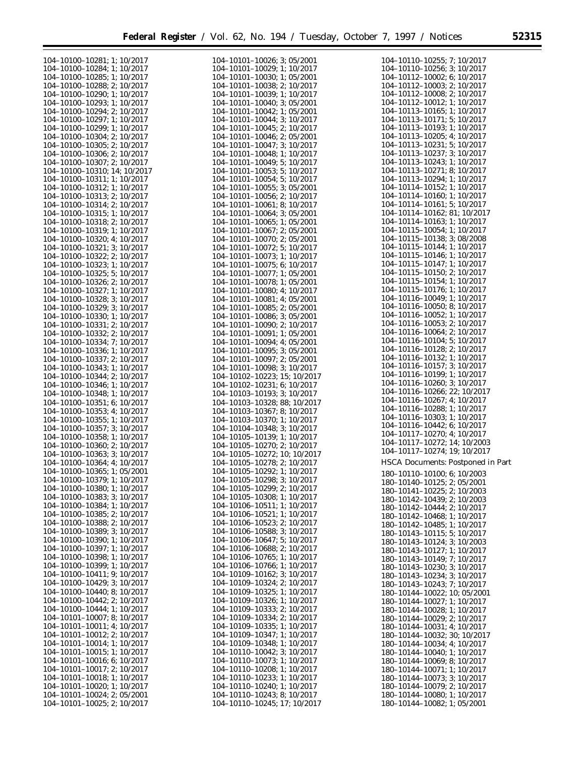104–10100–10281; 1; 10/2017
104–10100–10284; 1; 10/2017
104–10100–10285; 1; 10/2017
104–10100–10288; 2; 10/2017
104–10100–10290; 1; 10/2017
104–10100–10293; 1; 10/2017
104–10100–10294; 2; 10/2017
104–10100–10297; 1; 10/2017
104–10100–10299; 1; 10/2017
104–10100–10304; 2; 10/2017
104–10100–10305; 2; 10/2017
104–10100–10306; 2; 10/2017
104–10100–10307; 2; 10/2017
104–10100–10310; 14; 10/2017
104–10100–10311; 1; 10/2017
104–10100–10312; 1; 10/2017
104–10100–10313; 2; 10/2017
104–10100–10314; 2; 10/2017
104–10100–10315; 1; 10/2017
104–10100–10318; 2; 10/2017
104–10100–10319; 1; 10/2017
104–10100–10320; 4; 10/2017
104–10100–10321; 3; 10/2017
104–10100–10322; 2; 10/2017
104–10100–10323; 1; 10/2017
104–10100–10325; 5; 10/2017
104–10100–10326; 2; 10/2017
104–10100–10327; 1; 10/2017
104–10100–10328; 3; 10/2017
104–10100–10329; 3; 10/2017
104–10100–10330; 1; 10/2017
104–10100–10331; 2; 10/2017
104–10100–10332; 2; 10/2017
104–10100–10334; 7; 10/2017
104–10100–10336; 1; 10/2017
104–10100–10337; 2; 10/2017
104–10100–10343; 1; 10/2017
104–10100–10344; 2; 10/2017
104–10100–10346; 1; 10/2017
104–10100–10348; 1; 10/2017
104–10100–10351; 6; 10/2017
104–10100–10353; 4; 10/2017
104–10100–10355; 1; 10/2017
104–10100–10357; 3; 10/2017
104–10100–10358; 1; 10/2017
104–10100–10360; 2; 10/2017
104–10100–10363; 3; 10/2017
104–10100–10364; 4; 10/2017
104–10100–10365; 1; 05/2001
104–10100–10379; 1; 10/2017
104–10100–10380; 1; 10/2017
104–10100–10383; 3; 10/2017
104–10100–10384; 1; 10/2017
104–10100–10385; 2; 10/2017
104–10100–10388; 2; 10/2017
104–10100–10389; 3; 10/2017
104–10100–10390; 1; 10/2017
104–10100–10397; 1; 10/2017
104–10100–10398; 1; 10/2017
104–10100–10399; 1; 10/2017
104–10100–10411; 9; 10/2017
104–10100–10429; 3; 10/2017
104–10100–10440; 8; 10/2017
104–10100–10442; 2; 10/2017
104–10100–10444; 1; 10/2017
104–10101–10007; 8; 10/2017
104–10101–10011; 4; 10/2017
104–10101–10012; 2; 10/2017
104–10101–10014; 1; 10/2017
104–10101–10015; 1; 10/2017
104–10101–10016; 6; 10/2017
104–10101–10017; 2; 10/2017
104–10101–10018; 1; 10/2017
104–10101–10020; 1; 10/2017
104–10101–10024; 2; 05/2001
104–10101–10025; 2; 10/2017
104–10101–10026; 3; 05/2001
104–10101–10029; 1; 10/2017
104–10101–10030; 1; 05/2001
104–10101–10038; 2; 10/2017
104–10101–10039; 1; 10/2017
104–10101–10040; 3; 05/2001
104–10101–10042; 1; 05/2001
104–10101–10044; 3; 10/2017
104–10101–10045; 2; 10/2017
104–10101–10046; 2; 05/2001
104–10101–10047; 3; 10/2017
104–10101–10048; 1; 10/2017
104–10101–10049; 5; 10/2017
104–10101–10053; 5; 10/2017
104–10101–10054; 5; 10/2017
104–10101–10055; 3; 05/2001
104–10101–10056; 2; 10/2017
104–10101–10061; 8; 10/2017
104–10101–10064; 3; 05/2001
104–10101–10065; 1; 05/2001
104–10101–10067; 2; 05/2001
104–10101–10070; 2; 05/2001
104–10101–10072; 5; 10/2017
104–10101–10073; 1; 10/2017
104–10101–10075; 6; 10/2017
104–10101–10077; 1; 05/2001
104–10101–10078; 1; 05/2001
104–10101–10080; 4; 10/2017
104–10101–10081; 4; 05/2001
104–10101–10085; 2; 05/2001
104–10101–10086; 3; 05/2001
104–10101–10090; 2; 10/2017
104–10101–10091; 1; 05/2001
104–10101–10094; 4; 05/2001
104–10101–10095; 3; 05/2001
104–10101–10097; 2; 05/2001
104–10101–10098; 3; 10/2017
104–10102–10223; 15; 10/2017
104–10102–10231; 6; 10/2017
104–10103–10193; 3; 10/2017
104–10103–10328; 88; 10/2017
104–10103–10367; 8; 10/2017
104–10103–10370; 1; 10/2017
104–10104–10348; 3; 10/2017
104–10105–10139; 1; 10/2017
104–10105–10270; 2; 10/2017
104–10105–10272; 10; 10/2017
104–10105–10278; 2; 10/2017
104–10105–10292; 1; 10/2017
104–10105–10298; 3; 10/2017
104–10105–10299; 2; 10/2017
104–10105–10308; 1; 10/2017
104–10106–10511; 1; 10/2017
104–10106–10521; 1; 10/2017
104–10106–10523; 2; 10/2017
104–10106–10588; 3; 10/2017
104–10106–10647; 5; 10/2017
104–10106–10688; 2; 10/2017
104–10106–10765; 1; 10/2017
104–10106–10766; 1; 10/2017
104–10109–10162; 3; 10/2017
104–10109–10324; 2; 10/2017
104–10109–10325; 1; 10/2017
104–10109–10326; 1; 10/2017
104–10109–10333; 2; 10/2017
104–10109–10334; 2; 10/2017
104–10109–10335; 1; 10/2017
104–10109–10347; 1; 10/2017
104–10109–10348; 1; 10/2017
104–10110–10042; 3; 10/2017
104–10110–10073; 1; 10/2017
104–10110–10208; 1; 10/2017
104–10110–10233; 1; 10/2017
104–10110–10240; 1; 10/2017
104–10110–10243; 8; 10/2017
104–10110–10245; 17; 10/2017
104–10110–10255; 7; 10/2017
104–10110–10256; 3; 10/2017
104–10112–10002; 6; 10/2017
104–10112–10003; 2; 10/2017
104–10112–10008; 2; 10/2017
104–10112–10012; 1; 10/2017
104–10113–10165; 1; 10/2017
104–10113–10171; 5; 10/2017
104–10113–10193; 1; 10/2017
104–10113–10205; 4; 10/2017
104–10113–10231; 5; 10/2017
104–10113–10237; 3; 10/2017
104–10113–10243; 1; 10/2017
104–10113–10271; 8; 10/2017
104–10113–10294; 1; 10/2017
104–10114–10152; 1; 10/2017
104–10114–10160; 1; 10/2017
104–10114–10161; 5; 10/2017
104–10114–10162; 81; 10/2017
104–10114–10163; 1; 10/2017
104–10115–10054; 1; 10/2017
104–10115–10138; 3; 08/2008
104–10115–10144; 1; 10/2017
104–10115–10146; 1; 10/2017
104–10115–10147; 1; 10/2017
104–10115–10150; 2; 10/2017
104–10115–10154; 1; 10/2017
104–10115–10176; 1; 10/2017
104–10116–10049; 1; 10/2017
104–10116–10050; 8; 10/2017
104–10116–10052; 1; 10/2017
104–10116–10053; 2; 10/2017
104–10116–10064; 2; 10/2017
104–10116–10104; 5; 10/2017
104–10116–10128; 2; 10/2017
104–10116–10132; 1; 10/2017
104–10116–10157; 3; 10/2017
104–10116–10199; 1; 10/2017
104–10116–10260; 3; 10/2017
104–10116–10266; 22; 10/2017
104–10116–10267; 4; 10/2017
104–10116–10288; 1; 10/2017
104–10116–10303; 1; 10/2017
104–10116–10442; 6; 10/2017
104–10117–10270; 4; 10/2017
104–10117–10272; 14; 10/2003
104–10117–10274; 19; 10/2017

HSCA Documents: Postponed in Part

180–10110–10100; 6; 10/2003
180–10140–10125; 2; 05/2001
180–10141–10225; 2; 10/2003
180–10142–10439; 2; 10/2003
180–10142–10444; 2; 10/2017
180–10142–10468; 1; 10/2017
180–10142–10485; 1; 10/2017
180–10143–10115; 5; 10/2017
180–10143–10124; 3; 10/2003
180–10143–10127; 1; 10/2017
180–10143–10149; 7; 10/2017
180–10143–10230; 3; 10/2017
180–10143–10234; 3; 10/2017
180–10143–10243; 7; 10/2017
180–10144–10022; 10; 05/2001
180–10144–10027; 1; 10/2017
180–10144–10028; 1; 10/2017
180–10144–10029; 2; 10/2017
180–10144–10031; 4; 10/2017
180–10144–10032; 30; 10/2017
180–10144–10034; 4; 10/2017
180–10144–10040; 1; 10/2017
180–10144–10069; 8; 10/2017
180–10144–10071; 1; 10/2017
180–10144–10073; 3; 10/2017
180–10144–10079; 2; 10/2017
180–10144–10080; 1; 10/2017
180–10144–10082; 1; 05/2001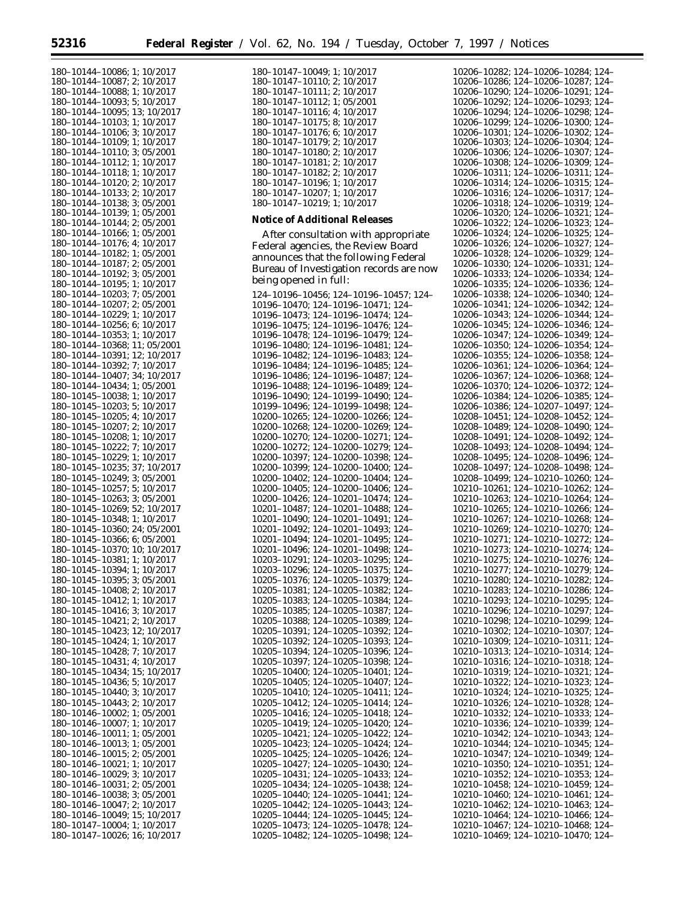180–10144–10086; 1; 10/2017
180–10144–10087; 2; 10/2017
180–10144–10088; 1; 10/2017
180–10144–10093; 5; 10/2017
180–10144–10095; 13; 10/2017
180–10144–10103; 1; 10/2017
180–10144–10106; 3; 10/2017
180–10144–10109; 1; 10/2017
180–10144–10110; 3; 05/2001
180–10144–10112; 1; 10/2017
180–10144–10118; 1; 10/2017
180–10144–10120; 2; 10/2017
180–10144–10133; 2; 10/2017
180–10144–10138; 3; 05/2001
180–10144–10139; 1; 05/2001
180–10144–10144; 2; 05/2001
180–10144–10166; 1; 05/2001
180–10144–10176; 4; 10/2017
180–10144–10182; 1; 05/2001
180–10144–10187; 2; 05/2001
180–10144–10192; 3; 05/2001
180–10144–10195; 1; 10/2017
180–10144–10203; 7; 05/2001
180–10144–10207; 2; 05/2001
180–10144–10229; 1; 10/2017
180–10144–10256; 6; 10/2017
180–10144–10353; 1; 10/2017
180–10144–10368; 11; 05/2001
180–10144–10391; 12; 10/2017
180–10144–10392; 7; 10/2017
180–10144–10407; 34; 10/2017
180–10144–10434; 1; 05/2001
180–10145–10038; 1; 10/2017
180–10145–10203; 5; 10/2017
180–10145–10205; 4; 10/2017
180–10145–10207; 2; 10/2017
180–10145–10208; 1; 10/2017
180–10145–10222; 7; 10/2017
180–10145–10229; 1; 10/2017
180–10145–10235; 37; 10/2017
180–10145–10249; 3; 05/2001
180–10145–10257; 5; 10/2017
180–10145–10263; 3; 05/2001
180–10145–10269; 52; 10/2017
180–10145–10348; 1; 10/2017
180–10145–10360; 24; 05/2001
180–10145–10366; 6; 05/2001
180–10145–10370; 10; 10/2017
180–10145–10381; 1; 10/2017
180–10145–10394; 1; 10/2017
180–10145–10395; 3; 05/2001
180–10145–10408; 2; 10/2017
180–10145–10412; 1; 10/2017
180–10145–10416; 3; 10/2017
180–10145–10421; 2; 10/2017
180–10145–10423; 12; 10/2017
180–10145–10424; 1; 10/2017
180–10145–10428; 7; 10/2017
180–10145–10431; 4; 10/2017
180–10145–10434; 15; 10/2017
180–10145–10436; 5; 10/2017
180–10145–10440; 3; 10/2017
180–10145–10443; 2; 10/2017
180–10146–10002; 1; 05/2001
180–10146–10007; 1; 10/2017
180–10146–10011; 1; 05/2001
180–10146–10013; 1; 05/2001
180–10146–10015; 2; 05/2001
180–10146–10021; 1; 10/2017
180–10146–10029; 3; 10/2017
180–10146–10031; 2; 05/2001
180–10146–10038; 3; 05/2001
180–10146–10047; 2; 10/2017
180–10146–10049; 15; 10/2017
180–10147–10004; 1; 10/2017
180–10147–10026; 16; 10/2017
180–10147–10049; 1; 10/2017
180–10147–10110; 2; 10/2017
180–10147–10111; 2; 10/2017
180–10147–10112; 1; 05/2001
180–10147–10116; 4; 10/2017
180–10147–10175; 8; 10/2017
180–10147–10176; 6; 10/2017
180–10147–10179; 2; 10/2017
180–10147–10180; 2; 10/2017
180–10147–10181; 2; 10/2017
180–10147–10182; 2; 10/2017
180–10147–10196; 1; 10/2017
180–10147–10207; 1; 10/2017
180–10147–10219; 1; 10/2017

**Notice of Additional Releases**

After consultation with appropriate Federal agencies, the Review Board announces that the following Federal Bureau of Investigation records are now being opened in full:

124–10196–10456; 124–10196–10457; 124–10196–10470; 124–10196–10471; 124–10196–10473; 124–10196–10474; 124–10196–10475; 124–10196–10476; 124–10196–10478; 124–10196–10479; 124–10196–10480; 124–10196–10481; 124–10196–10482; 124–10196–10483; 124–10196–10484; 124–10196–10485; 124–10196–10486; 124–10196–10487; 124–10196–10488; 124–10196–10489; 124–10196–10490; 124–10199–10490; 124–10199–10496; 124–10199–10498; 124–10200–10265; 124–10200–10266; 124–10200–10268; 124–10200–10269; 124–10200–10270; 124–10200–10271; 124–10200–10272; 124–10200–10279; 124–10200–10397; 124–10200–10398; 124–10200–10399; 124–10200–10400; 124–10200–10402; 124–10200–10404; 124–10200–10405; 124–10200–10406; 124–10200–10426; 124–10201–10474; 124–10201–10487; 124–10201–10488; 124–10201–10490; 124–10201–10491; 124–10201–10492; 124–10201–10493; 124–10201–10494; 124–10201–10495; 124–10201–10496; 124–10201–10498; 124–10203–10291; 124–10203–10295; 124–10203–10296; 124–10205–10375; 124–10205–10376; 124–10205–10379; 124–10205–10381; 124–10205–10382; 124–10205–10383; 124–10205–10384; 124–10205–10385; 124–10205–10387; 124–10205–10388; 124–10205–10389; 124–10205–10391; 124–10205–10392; 124–10205–10392; 124–10205–10393; 124–10205–10394; 124–10205–10396; 124–10205–10397; 124–10205–10398; 124–10205–10400; 124–10205–10401; 124–10205–10405; 124–10205–10407; 124–10205–10410; 124–10205–10411; 124–10205–10412; 124–10205–10414; 124–10205–10416; 124–10205–10418; 124–10205–10419; 124–10205–10420; 124–10205–10421; 124–10205–10422; 124–10205–10423; 124–10205–10424; 124–10205–10425; 124–10205–10426; 124–10205–10427; 124–10205–10430; 124–10205–10431; 124–10205–10433; 124–10205–10434; 124–10205–10438; 124–10205–10440; 124–10205–10441; 124–10205–10442; 124–10205–10443; 124–10205–10444; 124–10205–10445; 124–10205–10473; 124–10205–10478; 124–10205–10482; 124–10205–10498; 124–10206–10282; 124–10206–10284; 124–10206–10286; 124–10206–10287; 124–10206–10290; 124–10206–10291; 124–10206–10292; 124–10206–10293; 124–10206–10294; 124–10206–10298; 124–10206–10299; 124–10206–10300; 124–10206–10301; 124–10206–10302; 124–10206–10303; 124–10206–10304; 124–10206–10306; 124–10206–10307; 124–10206–10308; 124–10206–10309; 124–10206–10311; 124–10206–10311; 124–10206–10314; 124–10206–10315; 124–10206–10316; 124–10206–10317; 124–10206–10318; 124–10206–10319; 124–10206–10320; 124–10206–10321; 124–10206–10322; 124–10206–10323; 124–10206–10324; 124–10206–10325; 124–10206–10326; 124–10206–10327; 124–10206–10328; 124–10206–10329; 124–10206–10330; 124–10206–10331; 124–10206–10333; 124–10206–10334; 124–10206–10335; 124–10206–10336; 124–10206–10338; 124–10206–10340; 124–10206–10341; 124–10206–10342; 124–10206–10343; 124–10206–10344; 124–10206–10345; 124–10206–10346; 124–10206–10347; 124–10206–10349; 124–10206–10350; 124–10206–10354; 124–10206–10355; 124–10206–10358; 124–10206–10361; 124–10206–10364; 124–10206–10367; 124–10206–10368; 124–10206–10370; 124–10206–10372; 124–10206–10384; 124–10206–10385; 124–10206–10386; 124–10207–10497; 124–10208–10451; 124–10208–10452; 124–10208–10489; 124–10208–10490; 124–10208–10491; 124–10208–10492; 124–10208–10493; 124–10208–10494; 124–10208–10495; 124–10208–10496; 124–10208–10497; 124–10208–10498; 124–10208–10499; 124–10210–10260; 124–10210–10261; 124–10210–10262; 124–10210–10263; 124–10210–10264; 124–10210–10265; 124–10210–10266; 124–10210–10267; 124–10210–10268; 124–10210–10269; 124–10210–10270; 124–10210–10271; 124–10210–10272; 124–10210–10273; 124–10210–10274; 124–10210–10275; 124–10210–10276; 124–10210–10277; 124–10210–10279; 124–10210–10280; 124–10210–10282; 124–10210–10283; 124–10210–10286; 124–10210–10293; 124–10210–10295; 124–10210–10296; 124–10210–10297; 124–10210–10298; 124–10210–10299; 124–10210–10302; 124–10210–10307; 124–10210–10309; 124–10210–10311; 124–10210–10313; 124–10210–10314; 124–10210–10316; 124–10210–10318; 124–10210–10319; 124–10210–10321; 124–10210–10322; 124–10210–10323; 124–10210–10324; 124–10210–10325; 124–10210–10326; 124–10210–10328; 124–10210–10332; 124–10210–10333; 124–10210–10336; 124–10210–10339; 124–10210–10342; 124–10210–10343; 124–10210–10344; 124–10210–10345; 124–10210–10347; 124–10210–10349; 124–10210–10350; 124–10210–10351; 124–10210–10352; 124–10210–10353; 124–10210–10458; 124–10210–10459; 124–10210–10460; 124–10210–10461; 124–10210–10462; 124–10210–10463; 124–10210–10464; 124–10210–10466; 124–10210–10467; 124–10210–10468; 124–10210–10469; 124–10210–10470; 124–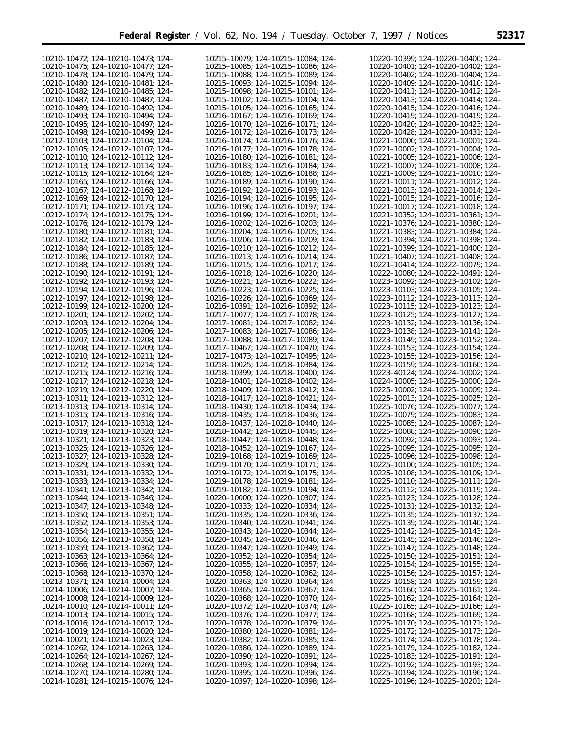10210–10472; 124–10210–10473; 124–10210–10475; 124–10210–10477; 124–10210–10478; 124–10210–10479; 124–10210–10480; 124–10210–10481; 124–10210–10482; 124–10210–10485; 124–10210–10487; 124–10210–10487; 124–10210–10489; 124–10210–10492; 124–10210–10493; 124–10210–10494; 124–10210–10495; 124–10210–10497; 124–10210–10498; 124–10210–10499; 124–10212–10103; 124–10212–10104; 124–10212–10105; 124–10212–10107; 124–10212–10110; 124–10212–10112; 124–10212–10113; 124–10212–10114; 124–10212–10115; 124–10212–10164; 124–10212–10165; 124–10212–10166; 124–10212–10167; 124–10212–10168; 124–10212–10169; 124–10212–10170; 124–10212–10171; 124–10212–10173; 124–10212–10174; 124–10212–10175; 124–10212–10176; 124–10212–10179; 124–10212–10180; 124–10212–10181; 124–10212–10182; 124–10212–10183; 124–10212–10184; 124–10212–10185; 124–10212–10186; 124–10212–10187; 124–10212–10188; 124–10212–10189; 124–10212–10190; 124–10212–10191; 124–10212–10192; 124–10212–10193; 124–10212–10194; 124–10212–10196; 124–10212–10197; 124–10212–10198; 124–10212–10199; 124–10212–10200; 124–10212–10201; 124–10212–10202; 124–10212–10203; 124–10212–10204; 124–10212–10205; 124–10212–10206; 124–10212–10207; 124–10212–10208; 124–10212–10208; 124–10212–10209; 124–10212–10210; 124–10212–10211; 124–10212–10212; 124–10212–10214; 124–10212–10215; 124–10212–10216; 124–10212–10217; 124–10212–10218; 124–10212–10219; 124–10212–10220; 124–10213–10311; 124–10213–10312; 124–10213–10313; 124–10213–10314; 124–10213–10315; 124–10213–10316; 124–10213–10317; 124–10213–10318; 124–10213–10319; 124–10213–10320; 124–10213–10321; 124–10213–10323; 124–10213–10325; 124–10213–10326; 124–10213–10327; 124–10213–10328; 124–10213–10329; 124–10213–10330; 124–10213–10331; 124–10213–10332; 124–10213–10333; 124–10213–10334; 124–10213–10341; 124–10213–10342; 124–10213–10344; 124–10213–10346; 124–10213–10347; 124–10213–10348; 124–10213–10350; 124–10213–10351; 124–10213–10352; 124–10213–10353; 124–10213–10354; 124–10213–10355; 124–10213–10356; 124–10213–10358; 124–10213–10359; 124–10213–10362; 124–10213–10363; 124–10213–10364; 124–10213–10366; 124–10213–10367; 124–10213–10368; 124–10213–10370; 124–10213–10371; 124–10214–10004; 124–10214–10006; 124–10214–10007; 124–10214–10008; 124–10214–10009; 124–10214–10010; 124–10214–10011; 124–10214–10013; 124–10214–10015; 124–10214–10016; 124–10214–10017; 124–10214–10019; 124–10214–10020; 124–10214–10021; 124–10214–10023; 124–10214–10262; 124–10214–10263; 124–10214–10264; 124–10214–10267; 124–10214–10268; 124–10214–10269; 124–10214–10270; 124–10214–10280; 124–10214–10281; 124–10215–10076; 124–10215–10079; 124–10215–10084; 124–10215–10085; 124–10215–10086; 124–10215–10088; 124–10215–10089; 124–10215–10093; 124–10215–10094; 124–10215–10098; 124–10215–10101; 124–10215–10102; 124–10215–10104; 124–10215–10105; 124–10216–10165; 124–10216–10167; 124–10216–10169; 124–10216–10170; 124–10216–10171; 124–10216–10172; 124–10216–10173; 124–10216–10174; 124–10216–10176; 124–10216–10177; 124–10216–10178; 124–10216–10180; 124–10216–10181; 124–10216–10183; 124–10216–10184; 124–10216–10185; 124–10216–10188; 124–10216–10189; 124–10216–10190; 124–10216–10192; 124–10216–10193; 124–10216–10194; 124–10216–10195; 124–10216–10196; 124–10216–10197; 124–10216–10199; 124–10216–10201; 124–10216–10202; 124–10216–10203; 124–10216–10204; 124–10216–10205; 124–10216–10206; 124–10216–10209; 124–10216–10210; 124–10216–10212; 124–10216–10213; 124–10216–10214; 124–10216–10215; 124–10216–10217; 124–10216–10218; 124–10216–10220; 124–10216–10221; 124–10216–10222; 124–10216–10223; 124–10216–10225; 124–10216–10226; 124–10216–10369; 124–10216–10391; 124–10216–10392; 124–10217–10077; 124–10217–10078; 124–10217–10081; 124–10217–10082; 124–10217–10083; 124–10217–10086; 124–10217–10088; 124–10217–10089; 124–10217–10467; 124–10217–10470; 124–10217–10473; 124–10217–10495; 124–10218–10025; 124–10218–10384; 124–10218–10399; 124–10218–10400; 124–10218–10401; 124–10218–10402; 124–10218–10409; 124–10218–10412; 124–10218–10417; 124–10218–10421; 124–10218–10430; 124–10218–10434; 124–10218–10435; 124–10218–10436; 124–10218–10437; 124–10218–10440; 124–10218–10442; 124–10218–10445; 124–10218–10447; 124–10218–10448; 124–10218–10452; 124–10219–10167; 124–10219–10168; 124–10219–10169; 124–10219–10170; 124–10219–10171; 124–10219–10172; 124–10219–10175; 124–10219–10178; 124–10219–10181; 124–10219–10182; 124–10219–10194; 124–10220–10000; 124–10220–10307; 124–10220–10333; 124–10220–10334; 124–10220–10335; 124–10220–10336; 124–10220–10340; 124–10220–10341; 124–10220–10343; 124–10220–10344; 124–10220–10345; 124–10220–10346; 124–10220–10347; 124–10220–10349; 124–10220–10352; 124–10220–10354; 124–10220–10355; 124–10220–10357; 124–10220–10358; 124–10220–10362; 124–10220–10363; 124–10220–10364; 124–10220–10365; 124–10220–10367; 124–10220–10368; 124–10220–10370; 124–10220–10372; 124–10220–10374; 124–10220–10376; 124–10220–10377; 124–10220–10378; 124–10220–10379; 124–10220–10380; 124–10220–10381; 124–10220–10382; 124–10220–10385; 124–10220–10386; 124–10220–10389; 124–10220–10390; 124–10220–10391; 124–10220–10393; 124–10220–10394; 124–10220–10395; 124–10220–10396; 124–10220–10397; 124–10220–10398; 124–10220–10399; 124–10220–10400; 124–10220–10401; 124–10220–10402; 124–10220–10402; 124–10220–10404; 124–10220–10409; 124–10220–10410; 124–10220–10411; 124–10220–10412; 124–10220–10413; 124–10220–10414; 124–10220–10415; 124–10220–10416; 124–10220–10419; 124–10220–10419; 124–10220–10420; 124–10220–10423; 124–10220–10428; 124–10220–10431; 124–10221–10000; 124–10221–10001; 124–10221–10002; 124–10221–10004; 124–10221–10005; 124–10221–10006; 124–10221–10007; 124–10221–10008; 124–10221–10009; 124–10221–10010; 124–10221–10011; 124–10221–10012; 124–10221–10013; 124–10221–10014; 124–10221–10015; 124–10221–10016; 124–10221–10017; 124–10221–10018; 124–10221–10352; 124–10221–10361; 124–10221–10376; 124–10221–10380; 124–10221–10383; 124–10221–10384; 124–10221–10394; 124–10221–10398; 124–10221–10399; 124–10221–10400; 124–10221–10407; 124–10221–10408; 124–10221–10414; 124–10222–10079; 124–10222–10080; 124–10222–10491; 124–10223–10092; 124–10223–10102; 124–10223–10103; 124–10223–10105; 124–10223–10112; 124–10223–10113; 124–10223–10115; 124–10223–10123; 124–10223–10125; 124–10223–10127; 124–10223–10132; 124–10223–10136; 124–10223–10138; 124–10223–10141; 124–10223–10149; 124–10223–10152; 124–10223–10153; 124–10223–10154; 124–10223–10155; 124–10223–10156; 124–10223–10159; 124–10223–10160; 124–10223–40124; 124–10224–10002; 124–10224–10005; 124–10225–10000; 124–10225–10002; 124–10225–10009; 124–10225–10013; 124–10225–10025; 124–10225–10076; 124–10225–10077; 124–10225–10079; 124–10225–10083; 124–10225–10085; 124–10225–10087; 124–10225–10088; 124–10225–10090; 124–10225–10092; 124–10225–10093; 124–10225–10095; 124–10225–10095; 124–10225–10096; 124–10225–10098; 124–10225–10100; 124–10225–10105; 124–10225–10108; 124–10225–10109; 124–10225–10110; 124–10225–10111; 124–10225–10112; 124–10225–10119; 124–10225–10123; 124–10225–10128; 124–10225–10131; 124–10225–10132; 124–10225–10135; 124–10225–10137; 124–10225–10139; 124–10225–10140; 124–10225–10142; 124–10225–10143; 124–10225–10145; 124–10225–10146; 124–10225–10147; 124–10225–10148; 124–10225–10150; 124–10225–10151; 124–10225–10154; 124–10225–10155; 124–10225–10156; 124–10225–10157; 124–10225–10158; 124–10225–10159; 124–10225–10160; 124–10225–10161; 124–10225–10162; 124–10225–10164; 124–10225–10165; 124–10225–10166; 124–10225–10168; 124–10225–10169; 124–10225–10170; 124–10225–10171; 124–10225–10172; 124–10225–10173; 124–10225–10174; 124–10225–10178; 124–10225–10179; 124–10225–10182; 124–10225–10183; 124–10225–10191; 124–10225–10192; 124–10225–10193; 124–10225–10194; 124–10225–10196; 124–10225–10196; 124–10225–10201; 124–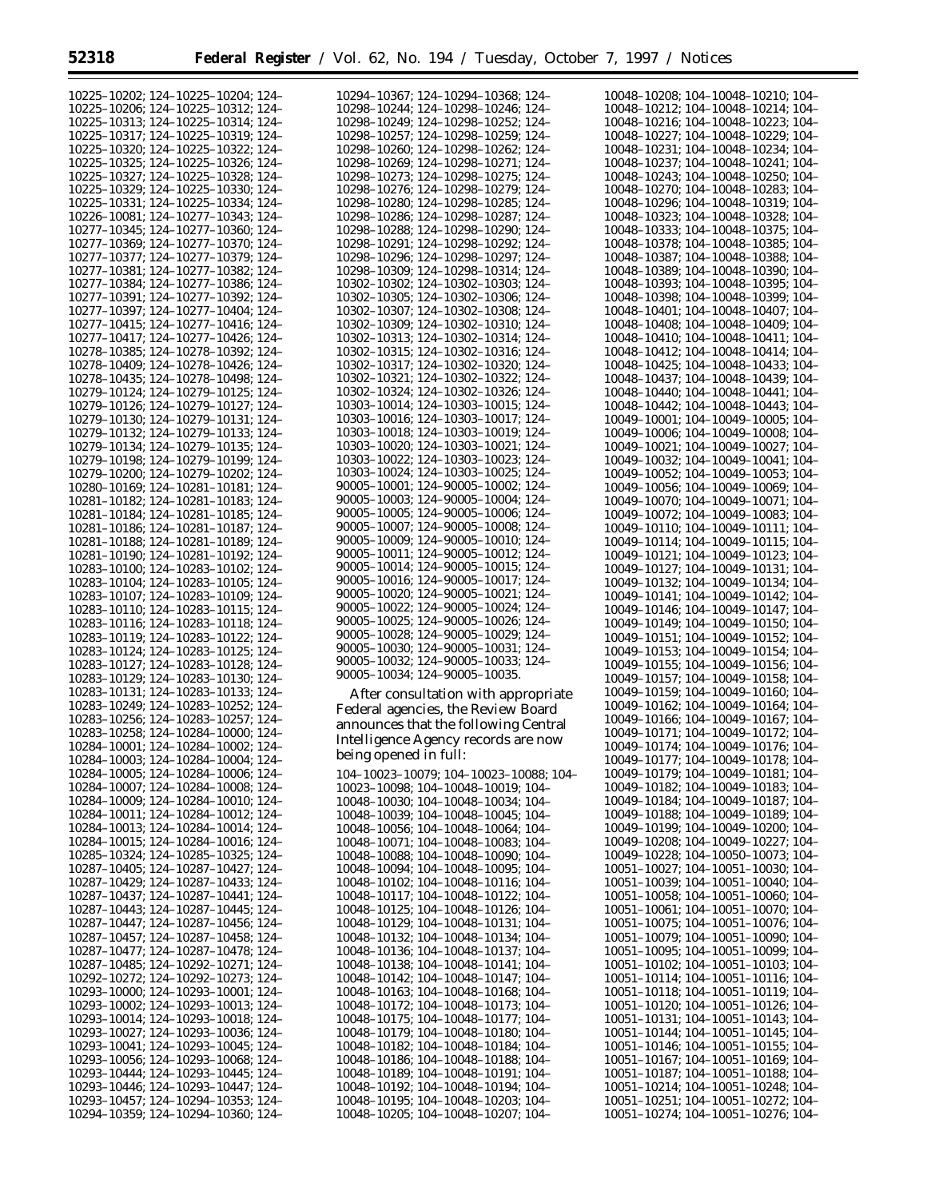10225–10202; 124–10225–10204; 124–10225–10206; 124–10225–10312; 124–10225–10313; 124–10225–10314; 124–10225–10317; 124–10225–10319; 124–10225–10320; 124–10225–10322; 124–10225–10325; 124–10225–10326; 124–10225–10327; 124–10225–10328; 124–10225–10329; 124–10225–10330; 124–10225–10331; 124–10225–10334; 124–10226–10081; 124–10277–10343; 124–10277–10345; 124–10277–10360; 124–10277–10369; 124–10277–10370; 124–10277–10377; 124–10277–10379; 124–10277–10381; 124–10277–10382; 124–10277–10384; 124–10277–10386; 124–10277–10391; 124–10277–10392; 124–10277–10397; 124–10277–10404; 124–10277–10415; 124–10277–10416; 124–10277–10417; 124–10277–10426; 124–10278–10385; 124–10278–10392; 124–10278–10409; 124–10278–10426; 124–10278–10435; 124–10278–10498; 124–10279–10124; 124–10279–10125; 124–10279–10126; 124–10279–10127; 124–10279–10130; 124–10279–10131; 124–10279–10132; 124–10279–10133; 124–10279–10134; 124–10279–10135; 124–10279–10198; 124–10279–10199; 124–10279–10200; 124–10279–10202; 124–10280–10169; 124–10281–10181; 124–10281–10182; 124–10281–10183; 124–10281–10184; 124–10281–10185; 124–10281–10186; 124–10281–10187; 124–10281–10188; 124–10281–10189; 124–10281–10190; 124–10281–10192; 124–10283–10100; 124–10283–10102; 124–10283–10104; 124–10283–10105; 124–10283–10107; 124–10283–10109; 124–10283–10110; 124–10283–10115; 124–10283–10116; 124–10283–10118; 124–10283–10119; 124–10283–10122; 124–10283–10124; 124–10283–10125; 124–10283–10127; 124–10283–10128; 124–10283–10129; 124–10283–10130; 124–10283–10131; 124–10283–10133; 124–10283–10249; 124–10283–10252; 124–10283–10256; 124–10283–10257; 124–10283–10258; 124–10284–10000; 124–10284–10001; 124–10284–10002; 124–10284–10003; 124–10284–10004; 124–10284–10005; 124–10284–10006; 124–10284–10007; 124–10284–10008; 124–10284–10009; 124–10284–10010; 124–10284–10011; 124–10284–10012; 124–10284–10013; 124–10284–10014; 124–10284–10015; 124–10284–10016; 124–10285–10324; 124–10285–10325; 124–10287–10405; 124–10287–10427; 124–10287–10429; 124–10287–10433; 124–10287–10437; 124–10287–10441; 124–10287–10443; 124–10287–10445; 124–10287–10447; 124–10287–10456; 124–10287–10457; 124–10287–10458; 124–10287–10477; 124–10287–10478; 124–10287–10485; 124–10292–10271; 124–10292–10272; 124–10292–10273; 124–10293–10000; 124–10293–10001; 124–10293–10002; 124–10293–10013; 124–10293–10014; 124–10293–10018; 124–10293–10027; 124–10293–10036; 124–10293–10041; 124–10293–10045; 124–10293–10056; 124–10293–10068; 124–10293–10444; 124–10293–10445; 124–10293–10446; 124–10293–10447; 124–10293–10457; 124–10294–10353; 124–10294–10359; 124–10294–10360; 124–10294–10367; 124–10294–10368; 124–10298–10244; 124–10298–10246; 124–10298–10249; 124–10298–10252; 124–10298–10257; 124–10298–10259; 124–10298–10260; 124–10298–10262; 124–10298–10269; 124–10298–10271; 124–10298–10273; 124–10298–10275; 124–10298–10276; 124–10298–10279; 124–10298–10280; 124–10298–10285; 124–10298–10286; 124–10298–10287; 124–10298–10288; 124–10298–10290; 124–10298–10291; 124–10298–10292; 124–10298–10296; 124–10298–10297; 124–10298–10309; 124–10298–10314; 124–10302–10302; 124–10302–10303; 124–10302–10305; 124–10302–10306; 124–10302–10307; 124–10302–10308; 124–10302–10309; 124–10302–10310; 124–10302–10313; 124–10302–10314; 124–10302–10315; 124–10302–10316; 124–10302–10317; 124–10302–10320; 124–10302–10321; 124–10302–10322; 124–10302–10324; 124–10302–10326; 124–10303–10014; 124–10303–10015; 124–10303–10016; 124–10303–10017; 124–10303–10018; 124–10303–10019; 124–10303–10020; 124–10303–10021; 124–10303–10022; 124–10303–10023; 124–10303–10024; 124–10303–10025; 124–90005–10001; 124–90005–10002; 124–90005–10003; 124–90005–10004; 124–90005–10005; 124–90005–10006; 124–90005–10007; 124–90005–10008; 124–90005–10009; 124–90005–10010; 124–90005–10011; 124–90005–10012; 124–90005–10014; 124–90005–10015; 124–90005–10016; 124–90005–10017; 124–90005–10020; 124–90005–10021; 124–90005–10022; 124–90005–10024; 124–90005–10025; 124–90005–10026; 124–90005–10028; 124–90005–10029; 124–90005–10030; 124–90005–10031; 124–90005–10032; 124–90005–10033; 124–90005–10034; 124–90005–10035.

After consultation with appropriate Federal agencies, the Review Board announces that the following Central Intelligence Agency records are now being opened in full:

104–10023–10079; 104–10023–10088; 104–10023–10098; 104–10048–10019; 104–10048–10030; 104–10048–10034; 104–10048–10039; 104–10048–10045; 104–10048–10056; 104–10048–10064; 104–10048–10071; 104–10048–10083; 104–10048–10088; 104–10048–10090; 104–10048–10094; 104–10048–10095; 104–10048–10102; 104–10048–10116; 104–10048–10117; 104–10048–10122; 104–10048–10125; 104–10048–10126; 104–10048–10129; 104–10048–10131; 104–10048–10132; 104–10048–10134; 104–10048–10136; 104–10048–10137; 104–10048–10138; 104–10048–10141; 104–10048–10142; 104–10048–10147; 104–10048–10163; 104–10048–10168; 104–10048–10172; 104–10048–10173; 104–10048–10175; 104–10048–10177; 104–10048–10179; 104–10048–10180; 104–10048–10182; 104–10048–10184; 104–10048–10186; 104–10048–10188; 104–10048–10189; 104–10048–10191; 104–10048–10192; 104–10048–10194; 104–10048–10195; 104–10048–10203; 104–10048–10205; 104–10048–10207; 104–10048–10208; 104–10048–10210; 104–10048–10212; 104–10048–10214; 104–10048–10216; 104–10048–10223; 104–10048–10227; 104–10048–10229; 104–10048–10231; 104–10048–10234; 104–10048–10237; 104–10048–10241; 104–10048–10243; 104–10048–10250; 104–10048–10270; 104–10048–10283; 104–10048–10296; 104–10048–10319; 104–10048–10323; 104–10048–10328; 104–10048–10333; 104–10048–10375; 104–10048–10378; 104–10048–10385; 104–10048–10387; 104–10048–10388; 104–10048–10389; 104–10048–10390; 104–10048–10393; 104–10048–10395; 104–10048–10398; 104–10048–10399; 104–10048–10401; 104–10048–10407; 104–10048–10408; 104–10048–10409; 104–10048–10410; 104–10048–10411; 104–10048–10412; 104–10048–10414; 104–10048–10425; 104–10048–10433; 104–10048–10437; 104–10048–10439; 104–10048–10440; 104–10048–10441; 104–10048–10442; 104–10048–10443; 104–10049–10001; 104–10049–10005; 104–10049–10006; 104–10049–10008; 104–10049–10021; 104–10049–10027; 104–10049–10032; 104–10049–10041; 104–10049–10052; 104–10049–10053; 104–10049–10056; 104–10049–10069; 104–10049–10070; 104–10049–10071; 104–10049–10072; 104–10049–10083; 104–10049–10110; 104–10049–10111; 104–10049–10114; 104–10049–10115; 104–10049–10121; 104–10049–10123; 104–10049–10127; 104–10049–10131; 104–10049–10132; 104–10049–10134; 104–10049–10141; 104–10049–10142; 104–10049–10146; 104–10049–10147; 104–10049–10149; 104–10049–10150; 104–10049–10151; 104–10049–10152; 104–10049–10153; 104–10049–10154; 104–10049–10155; 104–10049–10156; 104–10049–10157; 104–10049–10158; 104–10049–10159; 104–10049–10160; 104–10049–10162; 104–10049–10164; 104–10049–10166; 104–10049–10167; 104–10049–10171; 104–10049–10172; 104–10049–10174; 104–10049–10176; 104–10049–10177; 104–10049–10178; 104–10049–10179; 104–10049–10181; 104–10049–10182; 104–10049–10183; 104–10049–10184; 104–10049–10187; 104–10049–10188; 104–10049–10189; 104–10049–10199; 104–10049–10200; 104–10049–10208; 104–10049–10227; 104–10049–10228; 104–10050–10073; 104–10051–10027; 104–10051–10030; 104–10051–10039; 104–10051–10040; 104–10051–10058; 104–10051–10060; 104–10051–10061; 104–10051–10070; 104–10051–10075; 104–10051–10076; 104–10051–10079; 104–10051–10090; 104–10051–10095; 104–10051–10099; 104–10051–10102; 104–10051–10103; 104–10051–10114; 104–10051–10116; 104–10051–10118; 104–10051–10119; 104–10051–10120; 104–10051–10126; 104–10051–10131; 104–10051–10143; 104–10051–10144; 104–10051–10145; 104–10051–10146; 104–10051–10155; 104–10051–10167; 104–10051–10169; 104–10051–10187; 104–10051–10188; 104–10051–10214; 104–10051–10248; 104–10051–10251; 104–10051–10272; 104–10051–10274; 104–10051–10276; 104–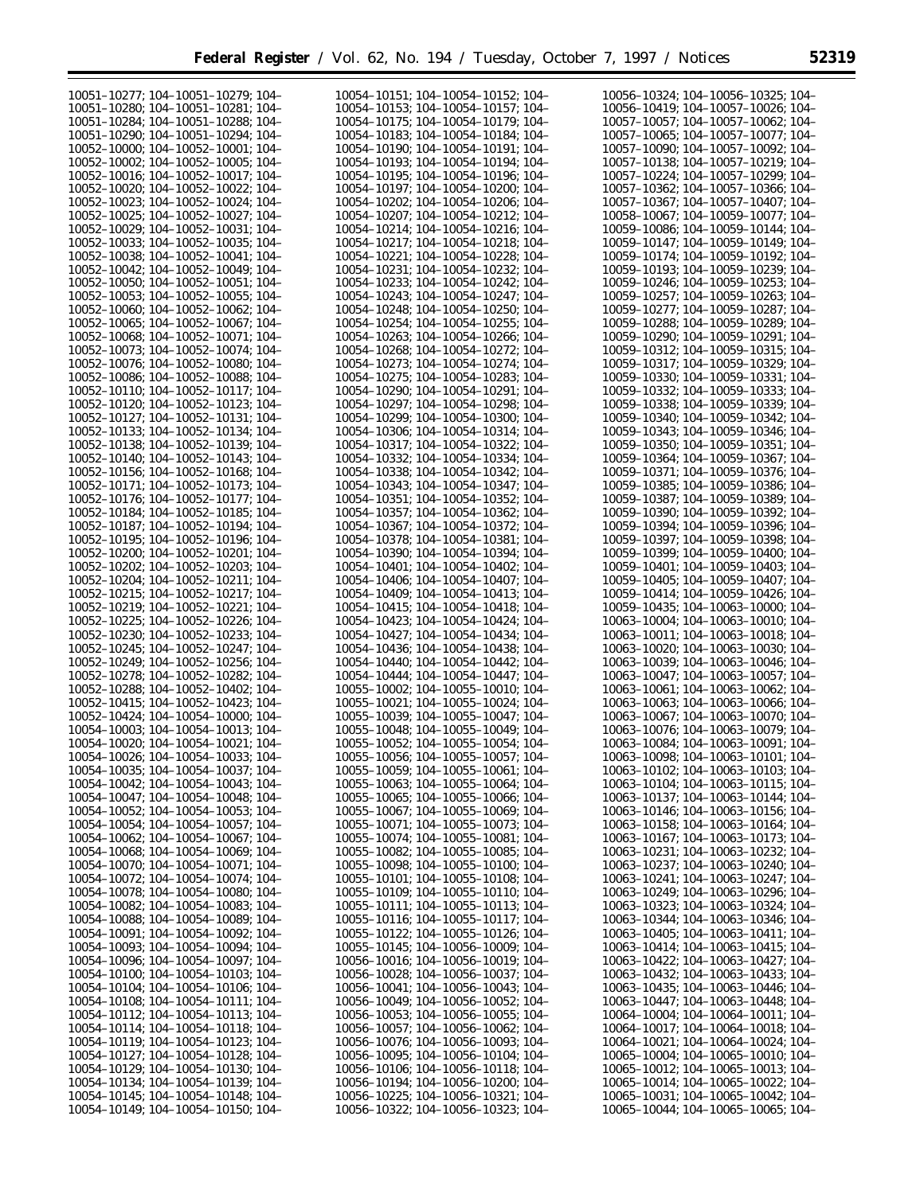10051–10277; 104–10051–10279; 104–10051–10280; 104–10051–10281; 104–10051–10284; 104–10051–10288; 104–10051–10290; 104–10051–10294; 104–10052–10000; 104–10052–10001; 104–10052–10002; 104–10052–10005; 104–10052–10016; 104–10052–10017; 104–10052–10020; 104–10052–10022; 104–10052–10023; 104–10052–10024; 104–10052–10025; 104–10052–10027; 104–10052–10029; 104–10052–10031; 104–10052–10033; 104–10052–10035; 104–10052–10038; 104–10052–10041; 104–10052–10042; 104–10052–10049; 104–10052–10050; 104–10052–10051; 104–10052–10053; 104–10052–10055; 104–10052–10060; 104–10052–10062; 104–10052–10065; 104–10052–10067; 104–10052–10068; 104–10052–10071; 104–10052–10073; 104–10052–10074; 104–10052–10076; 104–10052–10080; 104–10052–10086; 104–10052–10088; 104–10052–10110; 104–10052–10117; 104–10052–10120; 104–10052–10123; 104–10052–10127; 104–10052–10131; 104–10052–10133; 104–10052–10134; 104–10052–10138; 104–10052–10139; 104–10052–10140; 104–10052–10143; 104–10052–10156; 104–10052–10168; 104–10052–10171; 104–10052–10173; 104–10052–10176; 104–10052–10177; 104–10052–10184; 104–10052–10185; 104–10052–10187; 104–10052–10194; 104–10052–10195; 104–10052–10196; 104–10052–10200; 104–10052–10201; 104–10052–10202; 104–10052–10203; 104–10052–10204; 104–10052–10211; 104–10052–10215; 104–10052–10217; 104–10052–10219; 104–10052–10221; 104–10052–10225; 104–10052–10226; 104–10052–10230; 104–10052–10233; 104–10052–10245; 104–10052–10247; 104–10052–10249; 104–10052–10256; 104–10052–10278; 104–10052–10282; 104–10052–10288; 104–10052–10402; 104–10052–10415; 104–10052–10423; 104–10052–10424; 104–10054–10000; 104–10054–10003; 104–10054–10013; 104–10054–10020; 104–10054–10021; 104–10054–10026; 104–10054–10033; 104–10054–10035; 104–10054–10037; 104–10054–10042; 104–10054–10043; 104–10054–10047; 104–10054–10048; 104–10054–10052; 104–10054–10053; 104–10054–10054; 104–10054–10057; 104–10054–10062; 104–10054–10067; 104–10054–10068; 104–10054–10069; 104–10054–10070; 104–10054–10071; 104–10054–10072; 104–10054–10074; 104–10054–10078; 104–10054–10080; 104–10054–10082; 104–10054–10083; 104–10054–10088; 104–10054–10089; 104–10054–10091; 104–10054–10092; 104–10054–10093; 104–10054–10094; 104–10054–10096; 104–10054–10097; 104–10054–10100; 104–10054–10103; 104–10054–10104; 104–10054–10106; 104–10054–10108; 104–10054–10111; 104–10054–10112; 104–10054–10113; 104–10054–10114; 104–10054–10118; 104–10054–10119; 104–10054–10123; 104–10054–10127; 104–10054–10128; 104–10054–10129; 104–10054–10130; 104–10054–10134; 104–10054–10139; 104–10054–10145; 104–10054–10148; 104–10054–10149; 104–10054–10150; 104–10054–10151; 104–10054–10152; 104–10054–10153; 104–10054–10157; 104–10054–10175; 104–10054–10179; 104–10054–10183; 104–10054–10184; 104–10054–10190; 104–10054–10191; 104–10054–10193; 104–10054–10194; 104–10054–10195; 104–10054–10196; 104–10054–10197; 104–10054–10200; 104–10054–10202; 104–10054–10206; 104–10054–10207; 104–10054–10212; 104–10054–10214; 104–10054–10216; 104–10054–10217; 104–10054–10218; 104–10054–10221; 104–10054–10228; 104–10054–10231; 104–10054–10232; 104–10054–10233; 104–10054–10242; 104–10054–10243; 104–10054–10247; 104–10054–10248; 104–10054–10250; 104–10054–10254; 104–10054–10255; 104–10054–10263; 104–10054–10266; 104–10054–10268; 104–10054–10272; 104–10054–10273; 104–10054–10274; 104–10054–10275; 104–10054–10283; 104–10054–10290; 104–10054–10291; 104–10054–10297; 104–10054–10298; 104–10054–10299; 104–10054–10300; 104–10054–10306; 104–10054–10314; 104–10054–10317; 104–10054–10322; 104–10054–10332; 104–10054–10334; 104–10054–10338; 104–10054–10342; 104–10054–10343; 104–10054–10347; 104–10054–10351; 104–10054–10352; 104–10054–10357; 104–10054–10362; 104–10054–10367; 104–10054–10372; 104–10054–10378; 104–10054–10381; 104–10054–10390; 104–10054–10394; 104–10054–10401; 104–10054–10402; 104–10054–10406; 104–10054–10407; 104–10054–10409; 104–10054–10413; 104–10054–10415; 104–10054–10418; 104–10054–10423; 104–10054–10424; 104–10054–10427; 104–10054–10434; 104–10054–10436; 104–10054–10438; 104–10054–10440; 104–10054–10442; 104–10054–10444; 104–10054–10447; 104–10055–10002; 104–10055–10010; 104–10055–10021; 104–10055–10024; 104–10055–10039; 104–10055–10047; 104–10055–10048; 104–10055–10049; 104–10055–10052; 104–10055–10054; 104–10055–10056; 104–10055–10057; 104–10055–10059; 104–10055–10061; 104–10055–10063; 104–10055–10064; 104–10055–10065; 104–10055–10066; 104–10055–10067; 104–10055–10069; 104–10055–10071; 104–10055–10073; 104–10055–10074; 104–10055–10081; 104–10055–10082; 104–10055–10085; 104–10055–10098; 104–10055–10100; 104–10055–10101; 104–10055–10108; 104–10055–10109; 104–10055–10110; 104–10055–10111; 104–10055–10113; 104–10055–10116; 104–10055–10117; 104–10055–10122; 104–10055–10126; 104–10055–10145; 104–10056–10009; 104–10056–10016; 104–10056–10019; 104–10056–10028; 104–10056–10037; 104–10056–10041; 104–10056–10043; 104–10056–10049; 104–10056–10052; 104–10056–10053; 104–10056–10055; 104–10056–10057; 104–10056–10062; 104–10056–10076; 104–10056–10093; 104–10056–10095; 104–10056–10104; 104–10056–10106; 104–10056–10118; 104–10056–10194; 104–10056–10200; 104–10056–10225; 104–10056–10321; 104–10056–10322; 104–10056–10323; 104–10056–10324; 104–10056–10325; 104–10056–10419; 104–10057–10026; 104–10057–10057; 104–10057–10062; 104–10057–10065; 104–10057–10077; 104–10057–10090; 104–10057–10092; 104–10057–10138; 104–10057–10219; 104–10057–10224; 104–10057–10299; 104–10057–10362; 104–10057–10366; 104–10057–10367; 104–10057–10407; 104–10058–10067; 104–10059–10077; 104–10059–10086; 104–10059–10144; 104–10059–10147; 104–10059–10149; 104–10059–10174; 104–10059–10192; 104–10059–10193; 104–10059–10239; 104–10059–10246; 104–10059–10253; 104–10059–10257; 104–10059–10263; 104–10059–10277; 104–10059–10287; 104–10059–10288; 104–10059–10289; 104–10059–10290; 104–10059–10291; 104–10059–10312; 104–10059–10315; 104–10059–10317; 104–10059–10329; 104–10059–10330; 104–10059–10331; 104–10059–10332; 104–10059–10333; 104–10059–10338; 104–10059–10339; 104–10059–10340; 104–10059–10342; 104–10059–10343; 104–10059–10346; 104–10059–10350; 104–10059–10351; 104–10059–10364; 104–10059–10367; 104–10059–10371; 104–10059–10376; 104–10059–10385; 104–10059–10386; 104–10059–10387; 104–10059–10389; 104–10059–10390; 104–10059–10392; 104–10059–10394; 104–10059–10396; 104–10059–10397; 104–10059–10398; 104–10059–10399; 104–10059–10400; 104–10059–10401; 104–10059–10403; 104–10059–10405; 104–10059–10407; 104–10059–10414; 104–10059–10426; 104–10059–10435; 104–10063–10000; 104–10063–10004; 104–10063–10010; 104–10063–10011; 104–10063–10018; 104–10063–10020; 104–10063–10030; 104–10063–10039; 104–10063–10046; 104–10063–10047; 104–10063–10057; 104–10063–10061; 104–10063–10062; 104–10063–10063; 104–10063–10066; 104–10063–10067; 104–10063–10070; 104–10063–10076; 104–10063–10079; 104–10063–10084; 104–10063–10091; 104–10063–10098; 104–10063–10101; 104–10063–10102; 104–10063–10103; 104–10063–10104; 104–10063–10115; 104–10063–10137; 104–10063–10144; 104–10063–10146; 104–10063–10156; 104–10063–10158; 104–10063–10164; 104–10063–10167; 104–10063–10173; 104–10063–10231; 104–10063–10232; 104–10063–10237; 104–10063–10240; 104–10063–10241; 104–10063–10247; 104–10063–10249; 104–10063–10296; 104–10063–10323; 104–10063–10324; 104–10063–10344; 104–10063–10346; 104–10063–10405; 104–10063–10411; 104–10063–10414; 104–10063–10415; 104–10063–10422; 104–10063–10427; 104–10063–10432; 104–10063–10433; 104–10063–10435; 104–10063–10446; 104–10063–10447; 104–10063–10448; 104–10064–10004; 104–10064–10011; 104–10064–10017; 104–10064–10018; 104–10064–10021; 104–10064–10024; 104–10065–10004; 104–10065–10010; 104–10065–10012; 104–10065–10013; 104–10065–10014; 104–10065–10022; 104–10065–10031; 104–10065–10042; 104–10065–10044; 104–10065–10065; 104–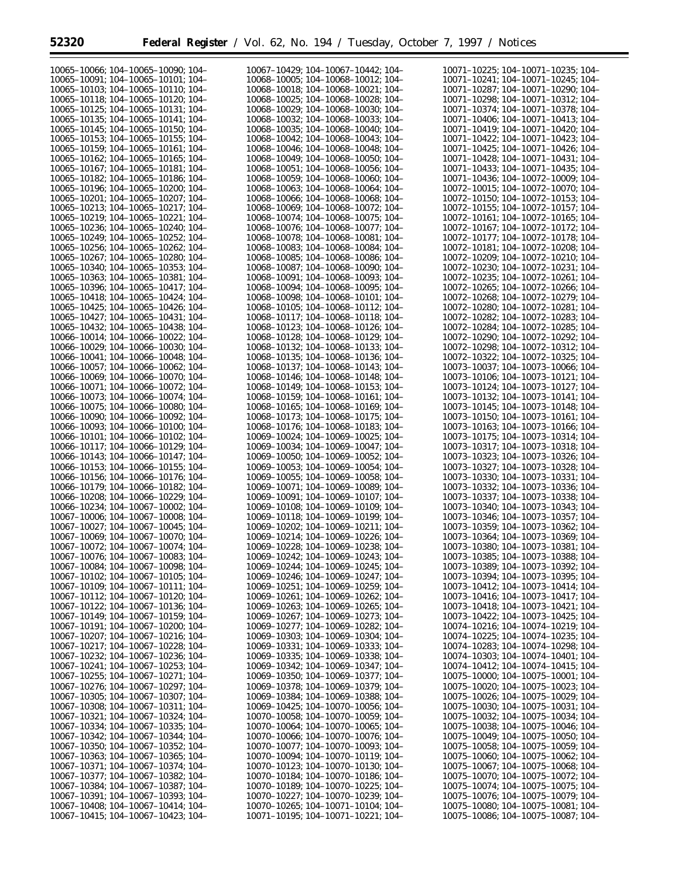10065–10066; 104–10065–10090; 104–10065–10091; 104–10065–10101; 104–10065–10103; 104–10065–10110; 104–10065–10118; 104–10065–10120; 104–10065–10125; 104–10065–10131; 104–10065–10135; 104–10065–10141; 104–10065–10145; 104–10065–10150; 104–10065–10153; 104–10065–10155; 104–10065–10159; 104–10065–10161; 104–10065–10162; 104–10065–10165; 104–10065–10167; 104–10065–10181; 104–10065–10182; 104–10065–10186; 104–10065–10196; 104–10065–10200; 104–10065–10201; 104–10065–10207; 104–10065–10213; 104–10065–10217; 104–10065–10219; 104–10065–10221; 104–10065–10236; 104–10065–10240; 104–10065–10249; 104–10065–10252; 104–10065–10256; 104–10065–10262; 104–10065–10267; 104–10065–10280; 104–10065–10340; 104–10065–10353; 104–10065–10363; 104–10065–10381; 104–10065–10396; 104–10065–10417; 104–10065–10418; 104–10065–10424; 104–10065–10425; 104–10065–10426; 104–10065–10427; 104–10065–10431; 104–10065–10432; 104–10065–10438; 104–10066–10014; 104–10066–10022; 104–10066–10029; 104–10066–10030; 104–10066–10041; 104–10066–10048; 104–10066–10057; 104–10066–10062; 104–10066–10069; 104–10066–10070; 104–10066–10071; 104–10066–10072; 104–10066–10073; 104–10066–10074; 104–10066–10075; 104–10066–10080; 104–10066–10090; 104–10066–10092; 104–10066–10093; 104–10066–10100; 104–10066–10101; 104–10066–10102; 104–10066–10117; 104–10066–10129; 104–10066–10143; 104–10066–10147; 104–10066–10153; 104–10066–10155; 104–10066–10156; 104–10066–10176; 104–10066–10179; 104–10066–10182; 104–10066–10208; 104–10066–10229; 104–10066–10234; 104–10067–10002; 104–10067–10006; 104–10067–10008; 104–10067–10027; 104–10067–10045; 104–10067–10069; 104–10067–10070; 104–10067–10072; 104–10067–10074; 104–10067–10076; 104–10067–10083; 104–10067–10084; 104–10067–10098; 104–10067–10102; 104–10067–10105; 104–10067–10109; 104–10067–10111; 104–10067–10112; 104–10067–10120; 104–10067–10122; 104–10067–10136; 104–10067–10149; 104–10067–10159; 104–10067–10191; 104–10067–10200; 104–10067–10207; 104–10067–10216; 104–10067–10217; 104–10067–10228; 104–10067–10232; 104–10067–10236; 104–10067–10241; 104–10067–10253; 104–10067–10255; 104–10067–10271; 104–10067–10276; 104–10067–10297; 104–10067–10305; 104–10067–10307; 104–10067–10308; 104–10067–10311; 104–10067–10321; 104–10067–10324; 104–10067–10334; 104–10067–10335; 104–10067–10342; 104–10067–10344; 104–10067–10350; 104–10067–10352; 104–10067–10363; 104–10067–10365; 104–10067–10371; 104–10067–10374; 104–10067–10377; 104–10067–10382; 104–10067–10384; 104–10067–10387; 104–10067–10391; 104–10067–10393; 104–10067–10408; 104–10067–10414; 104–10067–10415; 104–10067–10423; 104–10067–10429; 104–10067–10442; 104–10068–10005; 104–10068–10012; 104–10068–10018; 104–10068–10021; 104–10068–10025; 104–10068–10028; 104–10068–10029; 104–10068–10030; 104–10068–10032; 104–10068–10033; 104–10068–10035; 104–10068–10040; 104–10068–10042; 104–10068–10043; 104–10068–10046; 104–10068–10048; 104–10068–10049; 104–10068–10050; 104–10068–10051; 104–10068–10056; 104–10068–10059; 104–10068–10060; 104–10068–10063; 104–10068–10064; 104–10068–10066; 104–10068–10068; 104–10068–10069; 104–10068–10072; 104–10068–10074; 104–10068–10075; 104–10068–10076; 104–10068–10077; 104–10068–10078; 104–10068–10081; 104–10068–10083; 104–10068–10084; 104–10068–10085; 104–10068–10086; 104–10068–10087; 104–10068–10090; 104–10068–10091; 104–10068–10093; 104–10068–10094; 104–10068–10095; 104–10068–10098; 104–10068–10101; 104–10068–10105; 104–10068–10112; 104–10068–10117; 104–10068–10118; 104–10068–10123; 104–10068–10126; 104–10068–10128; 104–10068–10129; 104–10068–10132; 104–10068–10133; 104–10068–10135; 104–10068–10136; 104–10068–10137; 104–10068–10143; 104–10068–10146; 104–10068–10148; 104–10068–10149; 104–10068–10153; 104–10068–10159; 104–10068–10161; 104–10068–10165; 104–10068–10169; 104–10068–10173; 104–10068–10175; 104–10068–10176; 104–10068–10183; 104–10069–10024; 104–10069–10025; 104–10069–10034; 104–10069–10047; 104–10069–10050; 104–10069–10052; 104–10069–10053; 104–10069–10054; 104–10069–10055; 104–10069–10058; 104–10069–10071; 104–10069–10089; 104–10069–10091; 104–10069–10107; 104–10069–10108; 104–10069–10109; 104–10069–10118; 104–10069–10199; 104–10069–10202; 104–10069–10211; 104–10069–10214; 104–10069–10226; 104–10069–10228; 104–10069–10238; 104–10069–10242; 104–10069–10243; 104–10069–10244; 104–10069–10245; 104–10069–10246; 104–10069–10247; 104–10069–10251; 104–10069–10259; 104–10069–10261; 104–10069–10262; 104–10069–10263; 104–10069–10265; 104–10069–10267; 104–10069–10273; 104–10069–10277; 104–10069–10282; 104–10069–10303; 104–10069–10304; 104–10069–10331; 104–10069–10333; 104–10069–10335; 104–10069–10338; 104–10069–10342; 104–10069–10347; 104–10069–10350; 104–10069–10377; 104–10069–10378; 104–10069–10379; 104–10069–10384; 104–10069–10388; 104–10069–10425; 104–10070–10056; 104–10070–10058; 104–10070–10059; 104–10070–10064; 104–10070–10065; 104–10070–10066; 104–10070–10076; 104–10070–10077; 104–10070–10093; 104–10070–10094; 104–10070–10119; 104–10070–10123; 104–10070–10130; 104–10070–10184; 104–10070–10186; 104–10070–10189; 104–10070–10225; 104–10070–10227; 104–10070–10239; 104–10070–10265; 104–10071–10104; 104–10071–10195; 104–10071–10221; 104–10071–10225; 104–10071–10235; 104–10071–10241; 104–10071–10245; 104–10071–10287; 104–10071–10290; 104–10071–10298; 104–10071–10312; 104–10071–10374; 104–10071–10378; 104–10071–10406; 104–10071–10413; 104–10071–10419; 104–10071–10420; 104–10071–10422; 104–10071–10423; 104–10071–10425; 104–10071–10426; 104–10071–10428; 104–10071–10431; 104–10071–10433; 104–10071–10435; 104–10071–10436; 104–10072–10009; 104–10072–10015; 104–10072–10070; 104–10072–10150; 104–10072–10153; 104–10072–10155; 104–10072–10157; 104–10072–10161; 104–10072–10165; 104–10072–10167; 104–10072–10172; 104–10072–10177; 104–10072–10178; 104–10072–10181; 104–10072–10208; 104–10072–10209; 104–10072–10210; 104–10072–10230; 104–10072–10231; 104–10072–10235; 104–10072–10261; 104–10072–10265; 104–10072–10266; 104–10072–10268; 104–10072–10279; 104–10072–10280; 104–10072–10281; 104–10072–10282; 104–10072–10283; 104–10072–10284; 104–10072–10285; 104–10072–10290; 104–10072–10292; 104–10072–10298; 104–10072–10312; 104–10072–10322; 104–10072–10325; 104–10073–10037; 104–10073–10066; 104–10073–10106; 104–10073–10121; 104–10073–10124; 104–10073–10127; 104–10073–10132; 104–10073–10141; 104–10073–10145; 104–10073–10148; 104–10073–10150; 104–10073–10161; 104–10073–10163; 104–10073–10166; 104–10073–10175; 104–10073–10314; 104–10073–10317; 104–10073–10318; 104–10073–10323; 104–10073–10326; 104–10073–10327; 104–10073–10328; 104–10073–10330; 104–10073–10331; 104–10073–10332; 104–10073–10336; 104–10073–10337; 104–10073–10338; 104–10073–10340; 104–10073–10343; 104–10073–10346; 104–10073–10357; 104–10073–10359; 104–10073–10362; 104–10073–10364; 104–10073–10369; 104–10073–10380; 104–10073–10381; 104–10073–10385; 104–10073–10388; 104–10073–10389; 104–10073–10392; 104–10073–10394; 104–10073–10395; 104–10073–10412; 104–10073–10414; 104–10073–10416; 104–10073–10417; 104–10073–10418; 104–10073–10421; 104–10073–10422; 104–10073–10425; 104–10074–10216; 104–10074–10219; 104–10074–10225; 104–10074–10235; 104–10074–10283; 104–10074–10298; 104–10074–10303; 104–10074–10401; 104–10074–10412; 104–10074–10415; 104–10075–10000; 104–10075–10001; 104–10075–10020; 104–10075–10023; 104–10075–10026; 104–10075–10029; 104–10075–10030; 104–10075–10031; 104–10075–10032; 104–10075–10034; 104–10075–10038; 104–10075–10046; 104–10075–10049; 104–10075–10050; 104–10075–10058; 104–10075–10059; 104–10075–10060; 104–10075–10062; 104–10075–10067; 104–10075–10068; 104–10075–10070; 104–10075–10072; 104–10075–10074; 104–10075–10075; 104–10075–10076; 104–10075–10079; 104–10075–10080; 104–10075–10081; 104–10075–10086; 104–10075–10087; 104–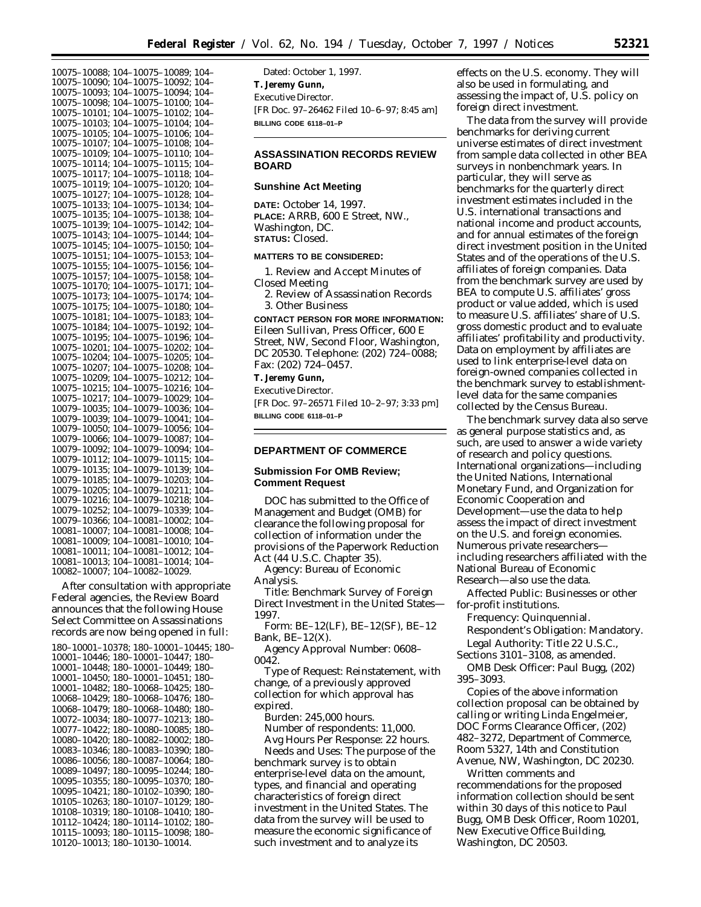10075–10088; 104–10075–10089; 104–10075–10090; 104–10075–10092; 104–10075–10093; 104–10075–10094; 104–10075–10098; 104–10075–10100; 104–10075–10101; 104–10075–10102; 104–10075–10103; 104–10075–10104; 104–10075–10105; 104–10075–10106; 104–10075–10107; 104–10075–10108; 104–10075–10109; 104–10075–10110; 104–10075–10114; 104–10075–10115; 104–10075–10117; 104–10075–10118; 104–10075–10119; 104–10075–10120; 104–10075–10127; 104–10075–10128; 104–10075–10133; 104–10075–10134; 104–10075–10135; 104–10075–10138; 104–10075–10139; 104–10075–10142; 104–10075–10143; 104–10075–10144; 104–10075–10145; 104–10075–10150; 104–10075–10151; 104–10075–10153; 104–10075–10155; 104–10075–10156; 104–10075–10157; 104–10075–10158; 104–10075–10170; 104–10075–10171; 104–10075–10173; 104–10075–10174; 104–10075–10175; 104–10075–10180; 104–10075–10181; 104–10075–10183; 104–10075–10184; 104–10075–10192; 104–10075–10195; 104–10075–10196; 104–10075–10201; 104–10075–10202; 104–10075–10204; 104–10075–10205; 104–10075–10207; 104–10075–10208; 104–10075–10209; 104–10075–10212; 104–10075–10215; 104–10075–10216; 104–10075–10217; 104–10079–10029; 104–10079–10035; 104–10079–10036; 104–10079–10039; 104–10079–10041; 104–10079–10050; 104–10079–10056; 104–10079–10066; 104–10079–10087; 104–10079–10092; 104–10079–10094; 104–10079–10112; 104–10079–10115; 104–10079–10135; 104–10079–10139; 104–10079–10185; 104–10079–10203; 104–10079–10205; 104–10079–10211; 104–10079–10216; 104–10079–10218; 104–10079–10252; 104–10079–10339; 104–10079–10366; 104–10081–10002; 104–10081–10007; 104–10081–10008; 104–10081–10009; 104–10081–10010; 104–10081–10011; 104–10081–10012; 104–10081–10013; 104–10081–10014; 104–10082–10007; 104–10082–10029.

After consultation with appropriate Federal agencies, the Review Board announces that the following House Select Committee on Assassinations records are now being opened in full:

180–10001–10378; 180–10001–10445; 180–10001–10446; 180–10001–10447; 180–10001–10448; 180–10001–10449; 180–10001–10450; 180–10001–10451; 180–10001–10482; 180–10068–10425; 180–10068–10429; 180–10068–10476; 180–10068–10479; 180–10068–10480; 180–10072–10034; 180–10077–10213; 180–10077–10422; 180–10080–10085; 180–10080–10420; 180–10082–10002; 180–10083–13346; 180–10083–10390; 180–10086–10056; 180–10087–10064; 180–10089–10497; 180–10095–10244; 180–10095–10355; 180–10095–10370; 180–10095–10421; 180–10102–10390; 180–10105–10263; 180–10107–10129; 180–10108–10319; 180–10108–10410; 180–10112–10424; 180–10114–10102; 180–10115–10093; 180–10115–10098; 180–10120–10013; 180–10130–10014.

Dated: October 1, 1997.

**T. Jeremy Gunn,**

*Executive Director.*

[FR Doc. 97–26462 Filed 10–6–97; 8:45 am]

**BILLING CODE 6118–01–P**

## ASSASSINATION RECORDS REVIEW BOARD

### Sunshine Act Meeting

**DATE:** October 14, 1997.

**PLACE:** ARRB, 600 E Street, NW., Washington, DC.

**STATUS:** Closed.

**MATTERS TO BE CONSIDERED:**

1. Review and Accept Minutes of Closed Meeting
2. Review of Assassination Records
3. Other Business

**CONTACT PERSON FOR MORE INFORMATION:** Eileen Sullivan, Press Officer, 600 E Street, NW, Second Floor, Washington, DC 20530. Telephone: (202) 724–0088; Fax: (202) 724–0457.

**T. Jeremy Gunn,**

*Executive Director.*

[FR Doc. 97–26571 Filed 10–2–97; 3:33 pm]

**BILLING CODE 6118–01–P**

## DEPARTMENT OF COMMERCE

### Submission For OMB Review; Comment Request

DOC has submitted to the Office of Management and Budget (OMB) for clearance the following proposal for collection of information under the provisions of the Paperwork Reduction Act (44 U.S.C. Chapter 35).

*Agency:* Bureau of Economic Analysis.

*Title:* Benchmark Survey of Foreign Direct Investment in the United States—1997.

*Form:* BE–12(LF), BE–12(SF), BE–12 Bank, BE–12(X).

*Agency Approval Number:* 0608–0042.

*Type of Request:* Reinstatement, with change, of a previously approved collection for which approval has expired.

*Burden:* 245,000 hours.

*Number of respondents:* 11,000.

*Avg Hours Per Response:* 22 hours.

*Needs and Uses:* The purpose of the benchmark survey is to obtain enterprise-level data on the amount, types, and financial and operating characteristics of foreign direct investment in the United States. The data from the survey will be used to measure the economic significance of such investment and to analyze its effects on the U.S. economy. They will also be used in formulating, and assessing the impact of, U.S. policy on foreign direct investment.

The data from the survey will provide benchmarks for deriving current universe estimates of direct investment from sample data collected in other BEA surveys in nonbenchmark years. In particular, they will serve as benchmarks for the quarterly direct investment estimates included in the U.S. international transactions and national income and product accounts, and for annual estimates of the foreign direct investment position in the United States and of the operations of the U.S. affiliates of foreign companies. Data from the benchmark survey are used by BEA to compute U.S. affiliates' gross product or value added, which is used to measure U.S. affiliates' share of U.S. gross domestic product and to evaluate affiliates' profitability and productivity. Data on employment by affiliates are used to link enterprise-level data on foreign-owned companies collected in the benchmark survey to establishment-level data for the same companies collected by the Census Bureau.

The benchmark survey data also serve as general purpose statistics and, as such, are used to answer a wide variety of research and policy questions. International organizations—including the United Nations, International Monetary Fund, and Organization for Economic Cooperation and Development—use the data to help assess the impact of direct investment on the U.S. and foreign economies. Numerous private researchers—including researchers affiliated with the National Bureau of Economic Research—also use the data.

*Affected Public:* Businesses or other for-profit institutions.

*Frequency:* Quinquennial.

*Respondent's Obligation:* Mandatory.

*Legal Authority:* Title 22 U.S.C., Sections 3101–3108, as amended.

*OMB Desk Officer:* Paul Bugg, (202) 395–3093.

Copies of the above information collection proposal can be obtained by calling or writing Linda Engelmeier, DOC Forms Clearance Officer, (202) 482–3272, Department of Commerce, Room 5327, 14th and Constitution Avenue, NW, Washington, DC 20230.

Written comments and recommendations for the proposed information collection should be sent within 30 days of this notice to Paul Bugg, OMB Desk Officer, Room 10201, New Executive Office Building, Washington, DC 20503.